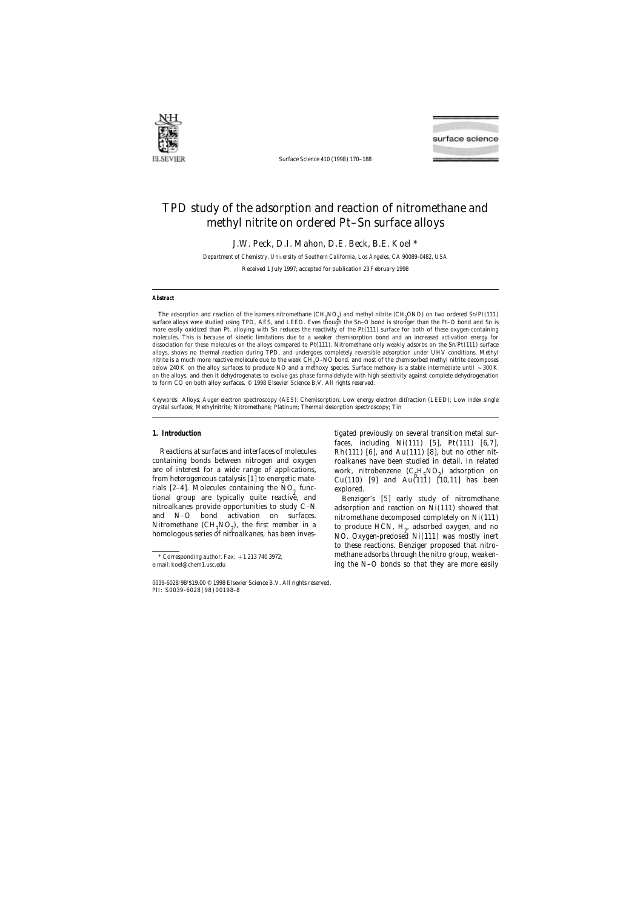# TPD study of the adsorption and reaction of nitromethane and methyl nitrite on ordered Pt–Sn surface alloys

J.W. Peck, D.I. Mahon, D.E. Beck, B.E. Koel *

Department of Chemistry, University of Southern California, Los Angeles, CA 90089-0482, USA

Received 1 July 1997; accepted for publication 23 February 1998

## Abstract

The adsorption and reaction of the isomers nitromethane ($CH_3NO_2$) and methyl nitrite ($CH_3ONO$) on two ordered Sn/Pt(111) surface alloys were studied using TPD, AES, and LEED. Even though the Sn–O bond is stronger than the Pt–O bond and Sn is more easily oxidized than Pt, alloying with Sn reduces the reactivity of the Pt(111) surface for both of these oxygen-containing molecules. This is because of kinetic limitations due to a weaker chemisorption bond and an increased activation energy for dissociation for these molecules on the alloys compared to Pt(111). Nitromethane only weakly adsorbs on the Sn/Pt(111) surface alloys, shows no thermal reaction during TPD, and undergoes completely reversible adsorption under UHV conditions. Methyl nitrite is a much more reactive molecule due to the weak $CH_3O$–NO bond, and most of the chemisorbed methyl nitrite decomposes below 240 K on the alloy surfaces to produce NO and a methoxy species. Surface methoxy is a stable intermediate until ~300 K on the alloys, and then it dehydrogenates to evolve gas phase formaldehyde with high selectivity against complete dehydrogenation to form CO on both alloy surfaces. © 1998 Elsevier Science B.V. All rights reserved.

*Keywords:* Alloys; Auger electron spectroscopy (AES); Chemisorption; Low energy electron diffraction (LEED); Low index single crystal surfaces; Methylnitrite; Nitromethane; Platinum; Thermal desorption spectroscopy; Tin

## 1. Introduction

Reactions at surfaces and interfaces of molecules containing bonds between nitrogen and oxygen are of interest for a wide range of applications, from heterogeneous catalysis [1] to energetic materials [2–4]. Molecules containing the $NO_2$ functional group are typically quite reactive, and nitroalkanes provide opportunities to study C–N and N–O bond activation on surfaces. Nitromethane ($CH_3NO_2$), the first member in a homologous series of nitroalkanes, has been investigated previously on several transition metal surfaces, including Ni(111) [5], Pt(111) [6,7], Rh(111) [6], and Au(111) [8], but no other nitroalkanes have been studied in detail. In related work, nitrobenzene ($C_6H_5NO_2$) adsorption on Cu(110) [9] and Au(111) [10,11] has been explored.

Benziger's [5] early study of nitromethane adsorption and reaction on Ni(111) showed that nitromethane decomposed completely on Ni(111) to produce HCN, $H_2$, adsorbed oxygen, and no NO. Oxygen-predosed Ni(111) was mostly inert to these reactions. Benziger proposed that nitromethane adsorbs through the nitro group, weakening the N–O bonds so that they are more easily

* Corresponding author. Fax: +1 213 740 3972; e-mail: koel@chem1.usc.edu

0039-6028/98/$19.00 © 1998 Elsevier Science B.V. All rights reserved.
PII: S0039-6028(98)00198-8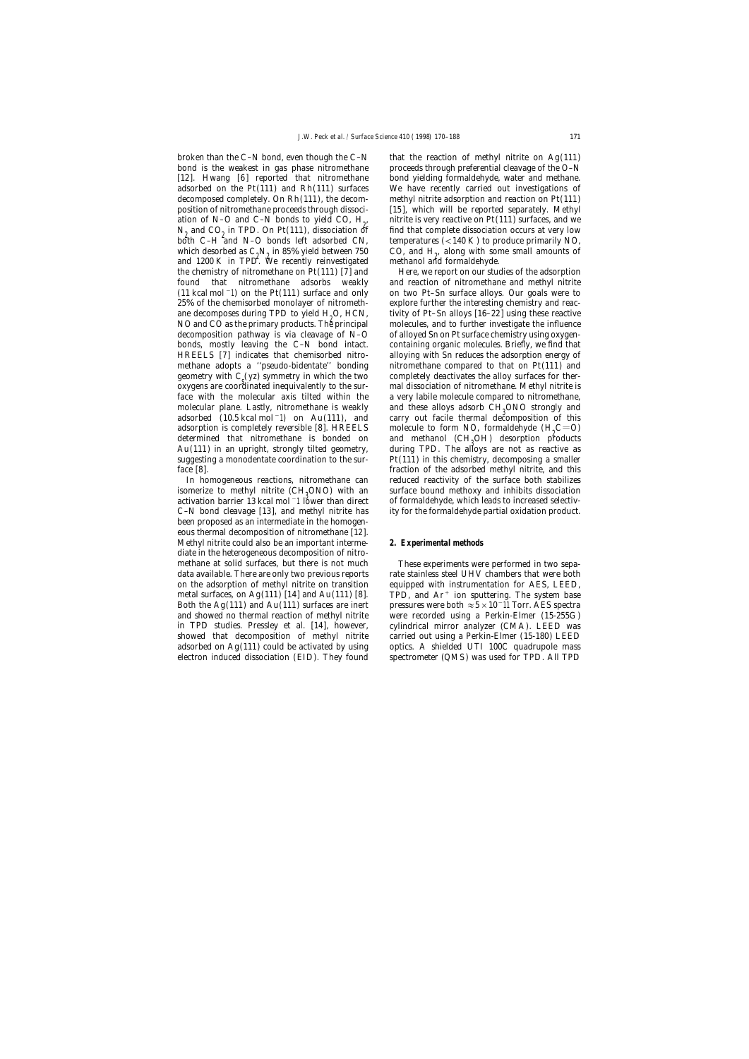broken than the C–N bond, even though the C–N bond is the weakest in gas phase nitromethane [12]. Hwang [6] reported that nitromethane adsorbed on the Pt(111) and Rh(111) surfaces decomposed completely. On Rh(111), the decomposition of nitromethane proceeds through dissociation of N–O and C–N bonds to yield CO, $H_2$, $N_2$ and $CO_2$ in TPD. On Pt(111), dissociation of both C–H and N–O bonds left adsorbed CN, which desorbed as $C_2N_2$ in 85% yield between 750 and 1200 K in TPD. We recently reinvestigated the chemistry of nitromethane on Pt(111) [7] and found that nitromethane adsorbs weakly ($11\ \text{kcal mol}^{-1}$) on the Pt(111) surface and only 25% of the chemisorbed monolayer of nitromethane decomposes during TPD to yield $H_2O$, HCN, NO and CO as the primary products. The principal decomposition pathway is via cleavage of N–O bonds, mostly leaving the C–N bond intact. HREELS [7] indicates that chemisorbed nitromethane adopts a "pseudo-bidentate" bonding geometry with $C_s(yz)$ symmetry in which the two oxygens are coordinated inequivalently to the surface with the molecular axis tilted within the molecular plane. Lastly, nitromethane is weakly adsorbed ($10.5\ \text{kcal mol}^{-1}$) on Au(111), and adsorption is completely reversible [8]. HREELS determined that nitromethane is bonded on Au(111) in an upright, strongly tilted geometry, suggesting a monodentate coordination to the surface [8].

In homogeneous reactions, nitromethane can isomerize to methyl nitrite ($CH_3ONO$) with an activation barrier $13\ \text{kcal mol}^{-1}$ lower than direct C–N bond cleavage [13], and methyl nitrite has been proposed as an intermediate in the homogeneous thermal decomposition of nitromethane [12]. Methyl nitrite could also be an important intermediate in the heterogeneous decomposition of nitromethane at solid surfaces, but there is not much data available. There are only two previous reports on the adsorption of methyl nitrite on transition metal surfaces, on Ag(111) [14] and Au(111) [8]. Both the Ag(111) and Au(111) surfaces are inert and showed no thermal reaction of methyl nitrite in TPD studies. Pressley et al. [14], however, showed that decomposition of methyl nitrite adsorbed on Ag(111) could be activated by using electron induced dissociation (EID). They found that the reaction of methyl nitrite on Ag(111) proceeds through preferential cleavage of the O–N bond yielding formaldehyde, water and methane. We have recently carried out investigations of methyl nitrite adsorption and reaction on Pt(111) [15], which will be reported separately. Methyl nitrite is very reactive on Pt(111) surfaces, and we find that complete dissociation occurs at very low temperatures ($<140$ K) to produce primarily NO, CO, and $H_2$, along with some small amounts of methanol and formaldehyde.

Here, we report on our studies of the adsorption and reaction of nitromethane and methyl nitrite on two Pt–Sn surface alloys. Our goals were to explore further the interesting chemistry and reactivity of Pt–Sn alloys [16–22] using these reactive molecules, and to further investigate the influence of alloyed Sn on Pt surface chemistry using oxygen-containing organic molecules. Briefly, we find that alloying with Sn reduces the adsorption energy of nitromethane compared to that on Pt(111) and completely deactivates the alloy surfaces for thermal dissociation of nitromethane. Methyl nitrite is a very labile molecule compared to nitromethane, and these alloys adsorb $CH_3ONO$ strongly and carry out facile thermal decomposition of this molecule to form NO, formaldehyde ($H_2C{=}O$) and methanol ($CH_3OH$) desorption products during TPD. The alloys are not as reactive as Pt(111) in this chemistry, decomposing a smaller fraction of the adsorbed methyl nitrite, and this reduced reactivity of the surface both stabilizes surface bound methoxy and inhibits dissociation of formaldehyde, which leads to increased selectivity for the formaldehyde partial oxidation product.

## 2. Experimental methods

These experiments were performed in two separate stainless steel UHV chambers that were both equipped with instrumentation for AES, LEED, TPD, and $Ar^+$ ion sputtering. The system base pressures were both $\approx 5\times10^{-11}$ Torr. AES spectra were recorded using a Perkin-Elmer (15-255G) cylindrical mirror analyzer (CMA). LEED was carried out using a Perkin-Elmer (15-180) LEED optics. A shielded UTI 100C quadrupole mass spectrometer (QMS) was used for TPD. All TPD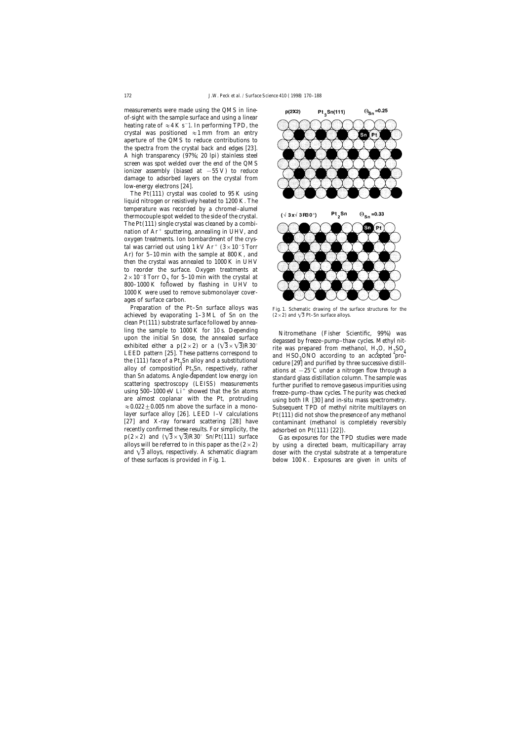measurements were made using the QMS in line-of-sight with the sample surface and using a linear heating rate of $\approx 4$ K $s^{-1}$. In performing TPD, the crystal was positioned $\approx 1$ mm from an entry aperture of the QMS to reduce contributions to the spectra from the crystal back and edges [23]. A high transparency (97%; 20 lpi) stainless steel screen was spot welded over the end of the QMS ionizer assembly (biased at $-55$ V) to reduce damage to adsorbed layers on the crystal from low-energy electrons [24].

The Pt(111) crystal was cooled to 95 K using liquid nitrogen or resistively heated to 1200 K. The temperature was recorded by a chromel–alumel thermocouple spot welded to the side of the crystal. The Pt(111) single crystal was cleaned by a combination of $Ar^+$ sputtering, annealing in UHV, and oxygen treatments. Ion bombardment of the crystal was carried out using 1 kV $Ar^+$ ($3 \times 10^{-5}$ Torr Ar) for 5–10 min with the sample at 800 K, and then the crystal was annealed to 1000 K in UHV to reorder the surface. Oxygen treatments at $2 \times 10^{-8}$ Torr $O_2$ for 5–10 min with the crystal at 800–1000 K followed by flashing in UHV to 1000 K were used to remove submonolayer coverages of surface carbon.

Preparation of the Pt–Sn surface alloys was achieved by evaporating 1–3 ML of Sn on the clean Pt(111) substrate surface followed by annealing the sample to 1000 K for 10 s. Depending upon the initial Sn dose, the annealed surface exhibited either a p(2×2) or a $(\sqrt{3} \times \sqrt{3})R30°$ LEED pattern [25]. These patterns correspond to the (111) face of a $Pt_3Sn$ alloy and a substitutional alloy of composition $Pt_2Sn$, respectively, rather than Sn adatoms. Angle-dependent low energy ion scattering spectroscopy (LEISS) measurements using 500–1000 eV $Li^+$ showed that the Sn atoms are almost coplanar with the Pt, protruding $\approx 0.022 \pm 0.005$ nm above the surface in a monolayer surface alloy [26]. LEED I–V calculations [27] and X-ray forward scattering [28] have recently confirmed these results. For simplicity, the p(2×2) and $(\sqrt{3} \times \sqrt{3})R30°$ Sn/Pt(111) surface alloys will be referred to in this paper as the (2×2) and $\sqrt{3}$ alloys, respectively. A schematic diagram of these surfaces is provided in Fig. 1.

p(2X2) $Pt_3Sn(111)$ $\Theta_{Sn}=0.25$

Sn Pt

$(\sqrt{3}x\sqrt{3}R30°)$ $Pt_2Sn$ $\Theta_{Sn}=0.33$

Sn Pt

Fig. 1. Schematic drawing of the surface structures for the (2×2) and $\sqrt{3}$ Pt–Sn surface alloys.

Nitromethane (Fisher Scientific, 99%) was degassed by freeze–pump–thaw cycles. Methyl nitrite was prepared from methanol, $H_2O$, $H_2SO_4$ and $HSO_3ONO$ according to an accepted procedure [29] and purified by three successive distillations at $-25$°C under a nitrogen flow through a standard glass distillation column. The sample was further purified to remove gaseous impurities using freeze–pump–thaw cycles. The purity was checked using both IR [30] and in-situ mass spectrometry. Subsequent TPD of methyl nitrite multilayers on Pt(111) did not show the presence of any methanol contaminant (methanol is completely reversibly adsorbed on Pt(111) [22]).

Gas exposures for the TPD studies were made by using a directed beam, multicapillary array doser with the crystal substrate at a temperature below 100 K. Exposures are given in units of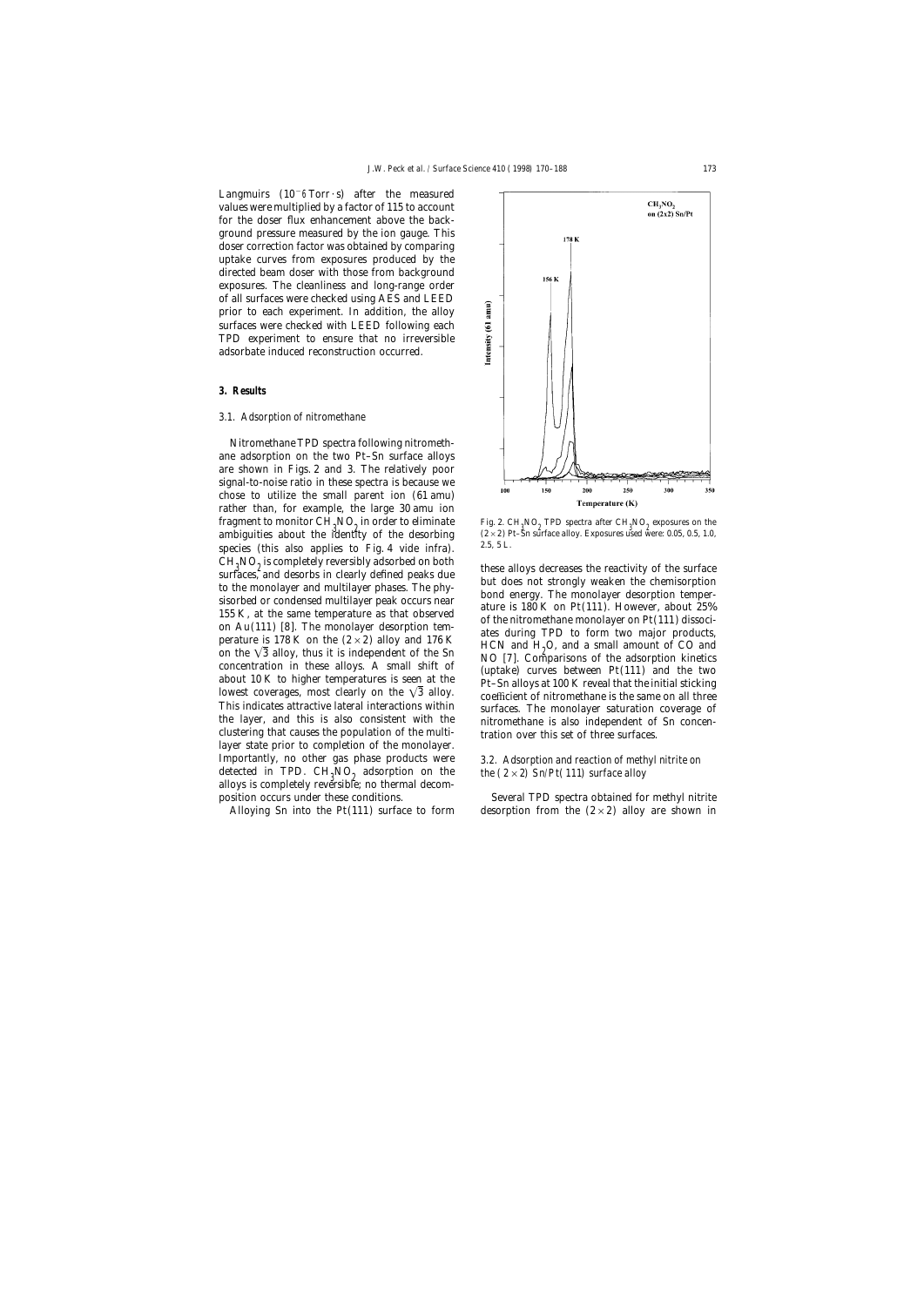Langmuirs ($10^{-6}$ Torr·s) after the measured values were multiplied by a factor of 115 to account for the doser flux enhancement above the background pressure measured by the ion gauge. This doser correction factor was obtained by comparing uptake curves from exposures produced by the directed beam doser with those from background exposures. The cleanliness and long-range order of all surfaces were checked using AES and LEED prior to each experiment. In addition, the alloy surfaces were checked with LEED following each TPD experiment to ensure that no irreversible adsorbate induced reconstruction occurred.

## 3. Results

### 3.1. Adsorption of nitromethane

Nitromethane TPD spectra following nitromethane adsorption on the two Pt–Sn surface alloys are shown in Figs. 2 and 3. The relatively poor signal-to-noise ratio in these spectra is because we chose to utilize the small parent ion (61 amu) rather than, for example, the large 30 amu ion fragment to monitor $CH_3NO_2$ in order to eliminate ambiguities about the identity of the desorbing species (this also applies to Fig. 4 vide infra). $CH_3NO_2$ is completely reversibly adsorbed on both surfaces, and desorbs in clearly defined peaks due to the monolayer and multilayer phases. The physisorbed or condensed multilayer peak occurs near 155 K, at the same temperature as that observed on Au(111) [8]. The monolayer desorption temperature is 178 K on the (2×2) alloy and 176 K on the $\sqrt{3}$ alloy, thus it is independent of the Sn concentration in these alloys. A small shift of about 10 K to higher temperatures is seen at the lowest coverages, most clearly on the $\sqrt{3}$ alloy. This indicates attractive lateral interactions within the layer, and this is also consistent with the clustering that causes the population of the multilayer state prior to completion of the monolayer. Importantly, no other gas phase products were detected in TPD. $CH_3NO_2$ adsorption on the alloys is completely reversible; no thermal decomposition occurs under these conditions.

CH3NO2
on (2x2) Sn/Pt
178 K
156 K
Intensity (61 amu)
100
150
200
250
300
350
Temperature (K)

Fig. 2. $CH_3NO_2$ TPD spectra after $CH_3NO_2$ exposures on the (2×2) Pt–Sn surface alloy. Exposures used were: 0.05, 0.5, 1.0, 2.5, 5 L.

Alloying Sn into the Pt(111) surface to form these alloys decreases the reactivity of the surface but does not strongly weaken the chemisorption bond energy. The monolayer desorption temperature is 180 K on Pt(111). However, about 25% of the nitromethane monolayer on Pt(111) dissociates during TPD to form two major products, HCN and $H_2O$, and a small amount of CO and NO [7]. Comparisons of the adsorption kinetics (uptake) curves between Pt(111) and the two Pt–Sn alloys at 100 K reveal that the initial sticking coefficient of nitromethane is the same on all three surfaces. The monolayer saturation coverage of nitromethane is also independent of Sn concentration over this set of three surfaces.

### 3.2. Adsorption and reaction of methyl nitrite on the (2×2) Sn/Pt(111) surface alloy

Several TPD spectra obtained for methyl nitrite desorption from the (2×2) alloy are shown in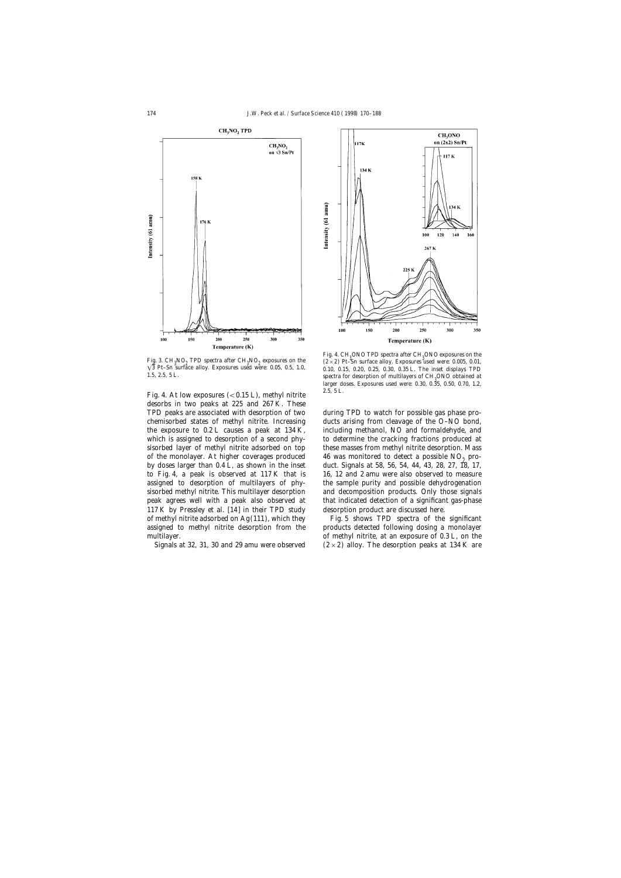CH$_3$NO$_2$ TPD

CH$_3$NO$_2$ on √3 Sn/Pt

158 K

176 K

Intensity (61 amu)

100 150 200 250 300 350

Temperature (K)

Fig. 3. CH$_3$NO$_2$ TPD spectra after CH$_3$NO$_2$ exposures on the √3 Pt–Sn surface alloy. Exposures used were: 0.05, 0.5, 1.0, 1.5, 2.5, 5 L.

CH$_3$ONO on (2x2) Sn/Pt

117K

134 K

117 K

134 K

100 120 140 160

267 K

225 K

Intensity (61 amu)

100 150 200 250 300 350

Temperature (K)

Fig. 4. CH$_3$ONO TPD spectra after CH$_3$ONO exposures on the (2×2) Pt–Sn surface alloy. Exposures used were: 0.005, 0.01, 0.10, 0.15, 0.20, 0.25, 0.30, 0.35 L. The inset displays TPD spectra for desorption of multilayers of CH$_3$ONO obtained at larger doses. Exposures used were: 0.30, 0.35, 0.50, 0.70, 1.2, 2.5, 5 L.

Fig. 4. At low exposures (<0.15 L), methyl nitrite desorbs in two peaks at 225 and 267 K. These TPD peaks are associated with desorption of two chemisorbed states of methyl nitrite. Increasing the exposure to 0.2 L causes a peak at 134 K, which is assigned to desorption of a second physisorbed layer of methyl nitrite adsorbed on top of the monolayer. At higher coverages produced by doses larger than 0.4 L, as shown in the inset to Fig. 4, a peak is observed at 117 K that is assigned to desorption of multilayers of physisorbed methyl nitrite. This multilayer desorption peak agrees well with a peak also observed at 117 K by Pressley et al. [14] in their TPD study of methyl nitrite adsorbed on Ag(111), which they assigned to methyl nitrite desorption from the multilayer.

Signals at 32, 31, 30 and 29 amu were observed during TPD to watch for possible gas phase products arising from cleavage of the O–NO bond, including methanol, NO and formaldehyde, and to determine the cracking fractions produced at these masses from methyl nitrite desorption. Mass 46 was monitored to detect a possible NO$_2$ product. Signals at 58, 56, 54, 44, 43, 28, 27, 18, 17, 16, 12 and 2 amu were also observed to measure the sample purity and possible dehydrogenation and decomposition products. Only those signals that indicated detection of a significant gas-phase desorption product are discussed here.

Fig. 5 shows TPD spectra of the significant products detected following dosing a monolayer of methyl nitrite, at an exposure of 0.3 L, on the (2×2) alloy. The desorption peaks at 134 K are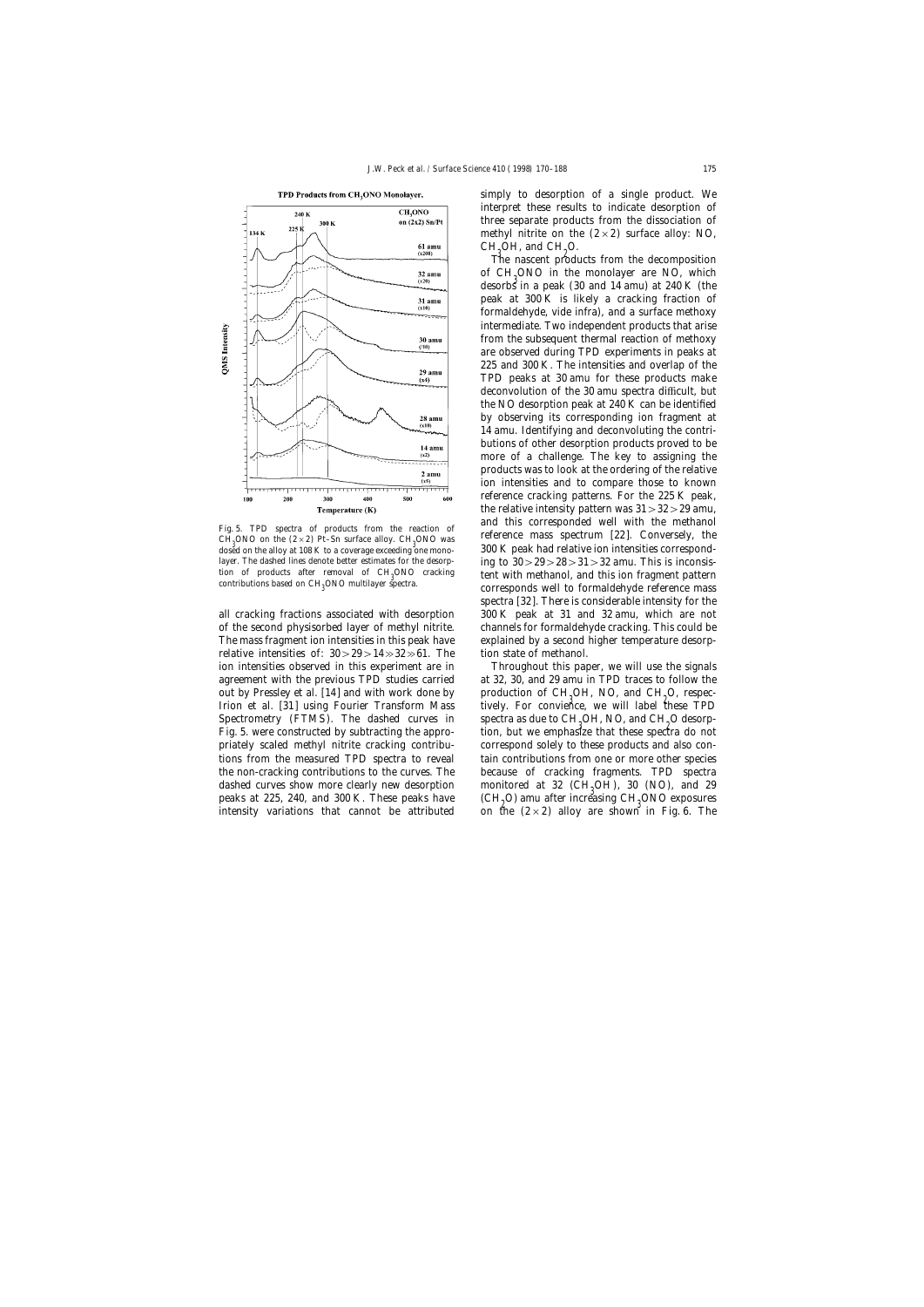TPD Products from CH$_3$ONO Monolayer.

CH$_3$ONO on (2x2) Sn/Pt

240 K
225 K
300 K
134 K

61 amu (x200)
32 amu (x20)
31 amu (x10)
30 amu (/10)
29 amu (x4)
28 amu (x10)
14 amu (x2)
2 amu (x5)

QMS Intensity

100 200 300 400 500 600
Temperature (K)

Fig. 5. TPD spectra of products from the reaction of CH$_3$ONO on the (2×2) Pt–Sn surface alloy. CH$_3$ONO was dosed on the alloy at 108 K to a coverage exceeding one monolayer. The dashed lines denote better estimates for the desorption of products after removal of CH$_3$ONO cracking contributions based on CH$_3$ONO multilayer spectra.

all cracking fractions associated with desorption of the second physisorbed layer of methyl nitrite. The mass fragment ion intensities in this peak have relative intensities of: 30>29>14≫32≫61. The ion intensities observed in this experiment are in agreement with the previous TPD studies carried out by Pressley et al. [14] and with work done by Irion et al. [31] using Fourier Transform Mass Spectrometry (FTMS). The dashed curves in Fig. 5. were constructed by subtracting the appropriately scaled methyl nitrite cracking contributions from the measured TPD spectra to reveal the non-cracking contributions to the curves. The dashed curves show more clearly new desorption peaks at 225, 240, and 300 K. These peaks have intensity variations that cannot be attributed simply to desorption of a single product. We interpret these results to indicate desorption of three separate products from the dissociation of methyl nitrite on the (2×2) surface alloy: NO, CH$_3$OH, and CH$_2$O.

The nascent products from the decomposition of CH$_3$ONO in the monolayer are NO, which desorbs in a peak (30 and 14 amu) at 240 K (the peak at 300 K is likely a cracking fraction of formaldehyde, vide infra), and a surface methoxy intermediate. Two independent products that arise from the subsequent thermal reaction of methoxy are observed during TPD experiments in peaks at 225 and 300 K. The intensities and overlap of the TPD peaks at 30 amu for these products make deconvolution of the 30 amu spectra difficult, but the NO desorption peak at 240 K can be identified by observing its corresponding ion fragment at 14 amu. Identifying and deconvoluting the contributions of other desorption products proved to be more of a challenge. The key to assigning the products was to look at the ordering of the relative ion intensities and to compare those to known reference cracking patterns. For the 225 K peak, the relative intensity pattern was 31>32>29 amu, and this corresponded well with the methanol reference mass spectrum [22]. Conversely, the 300 K peak had relative ion intensities corresponding to 30>29>28>31>32 amu. This is inconsistent with methanol, and this ion fragment pattern corresponds well to formaldehyde reference mass spectra [32]. There is considerable intensity for the 300 K peak at 31 and 32 amu, which are not channels for formaldehyde cracking. This could be explained by a second higher temperature desorption state of methanol.

Throughout this paper, we will use the signals at 32, 30, and 29 amu in TPD traces to follow the production of CH$_3$OH, NO, and CH$_2$O, respectively. For convience, we will label these TPD spectra as due to CH$_3$OH, NO, and CH$_2$O desorption, but we emphasize that these spectra do not correspond solely to these products and also contain contributions from one or more other species because of cracking fragments. TPD spectra monitored at 32 (CH$_3$OH), 30 (NO), and 29 (CH$_2$O) amu after increasing CH$_3$ONO exposures on the (2×2) alloy are shown in Fig. 6. The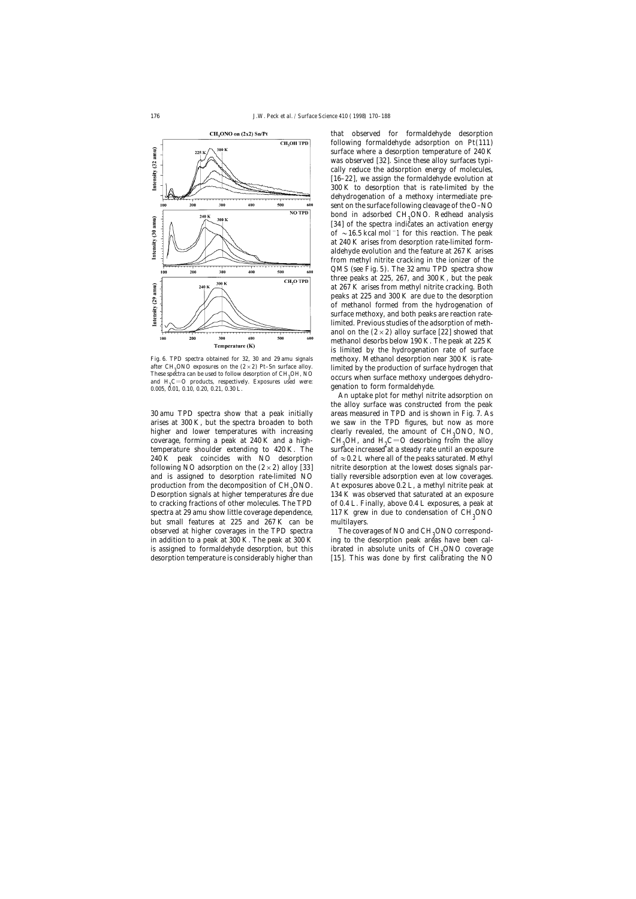CH$_3$ONO on (2x2) Sn/Pt

CH$_3$OH TPD

Intensity (32 amu)

225 K

300 K

NO TPD

Intensity (30 amu)

240 K

300 K

CH$_2$O TPD

Intensity (29 amu)

240 K

300 K

100 200 300 400 500 600

Temperature (K)

Fig. 6. TPD spectra obtained for 32, 30 and 29 amu signals after CH$_3$ONO exposures on the (2×2) Pt–Sn surface alloy. These spectra can be used to follow desorption of CH$_3$OH, NO and H$_2$C=O products, respectively. Exposures used were: 0.005, 0.01, 0.10, 0.20, 0.21, 0.30 L.

30 amu TPD spectra show that a peak initially arises at 300 K, but the spectra broaden to both higher and lower temperatures with increasing coverage, forming a peak at 240 K and a high-temperature shoulder extending to 420 K. The 240 K peak coincides with NO desorption following NO adsorption on the (2×2) alloy [33] and is assigned to desorption rate-limited NO production from the decomposition of CH$_3$ONO. Desorption signals at higher temperatures are due to cracking fractions of other molecules. The TPD spectra at 29 amu show little coverage dependence, but small features at 225 and 267 K can be observed at higher coverages in the TPD spectra in addition to a peak at 300 K. The peak at 300 K is assigned to formaldehyde desorption, but this desorption temperature is considerably higher than that observed for formaldehyde desorption following formaldehyde adsorption on Pt(111) surface where a desorption temperature of 240 K was observed [32]. Since these alloy surfaces typically reduce the adsorption energy of molecules, [16–22], we assign the formaldehyde evolution at 300 K to desorption that is rate-limited by the dehydrogenation of a methoxy intermediate present on the surface following cleavage of the O–NO bond in adsorbed CH$_3$ONO. Redhead analysis [34] of the spectra indicates an activation energy of ~16.5 kcal mol$^{-1}$ for this reaction. The peak at 240 K arises from desorption rate-limited formaldehyde evolution and the feature at 267 K arises from methyl nitrite cracking in the ionizer of the QMS (see Fig. 5). The 32 amu TPD spectra show three peaks at 225, 267, and 300 K, but the peak at 267 K arises from methyl nitrite cracking. Both peaks at 225 and 300 K are due to the desorption of methanol formed from the hydrogenation of surface methoxy, and both peaks are reaction rate-limited. Previous studies of the adsorption of methanol on the (2×2) alloy surface [22] showed that methanol desorbs below 190 K. The peak at 225 K is limited by the hydrogenation rate of surface methoxy. Methanol desorption near 300 K is rate-limited by the production of surface hydrogen that occurs when surface methoxy undergoes dehydrogenation to form formaldehyde.

An uptake plot for methyl nitrite adsorption on the alloy surface was constructed from the peak areas measured in TPD and is shown in Fig. 7. As we saw in the TPD figures, but now as more clearly revealed, the amount of CH$_3$ONO, NO, CH$_3$OH, and H$_2$C=O desorbing from the alloy surface increased at a steady rate until an exposure of ≈0.2 L where all of the peaks saturated. Methyl nitrite desorption at the lowest doses signals partially reversible adsorption even at low coverages. At exposures above 0.2 L, a methyl nitrite peak at 134 K was observed that saturated at an exposure of 0.4 L. Finally, above 0.4 L exposures, a peak at 117 K grew in due to condensation of CH$_3$ONO multilayers.

The coverages of NO and CH$_3$ONO corresponding to the desorption peak areas have been calibrated in absolute units of CH$_3$ONO coverage [15]. This was done by first calibrating the NO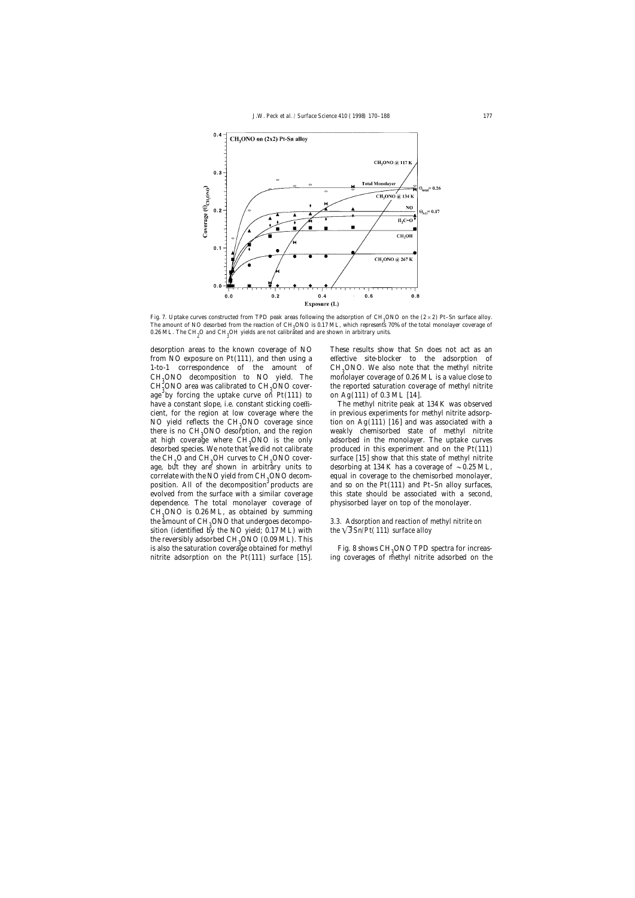CH$_3$ONO on (2x2) Pt-Sn alloy

Coverage ($\Theta_{CH_3ONO}$)

Exposure (L)

0.0
0.1
0.2
0.3
0.4

0.0
0.2
0.4
0.6
0.8

CH$_3$ONO @ 117 K

Total Monolayer

$\Theta_{total}$= 0.26

CH$_3$ONO @ 134 K

NO

$\Theta_{NO}$= 0.17

H$_2$C=O

CH$_3$OH

CH$_3$ONO @ 267 K

Fig. 7. Uptake curves constructed from TPD peak areas following the adsorption of CH$_3$ONO on the (2×2) Pt–Sn surface alloy. The amount of NO desorbed from the reaction of CH$_3$ONO is 0.17 ML, which represents 70% of the total monolayer coverage of 0.26 ML. The CH$_2$O and CH$_3$OH yields are not calibrated and are shown in arbitrary units.

desorption areas to the known coverage of NO from NO exposure on Pt(111), and then using a 1-to-1 correspondence of the amount of CH$_3$ONO decomposition to NO yield. The CH$_3$ONO area was calibrated to CH$_3$ONO coverage by forcing the uptake curve on Pt(111) to have a constant slope, i.e. constant sticking coefficient, for the region at low coverage where the NO yield reflects the CH$_3$ONO coverage since there is no CH$_3$ONO desorption, and the region at high coverage where CH$_3$ONO is the only desorbed species. We note that we did not calibrate the CH$_2$O and CH$_3$OH curves to CH$_3$ONO coverage, but they are shown in arbitrary units to correlate with the NO yield from CH$_3$ONO decomposition. All of the decomposition products are evolved from the surface with a similar coverage dependence. The total monolayer coverage of CH$_3$ONO is 0.26 ML, as obtained by summing the amount of CH$_3$ONO that undergoes decomposition (identified by the NO yield; 0.17 ML) with the reversibly adsorbed CH$_3$ONO (0.09 ML). This is also the saturation coverage obtained for methyl nitrite adsorption on the Pt(111) surface [15]. These results show that Sn does not act as an effective site-blocker to the adsorption of CH$_3$ONO. We also note that the methyl nitrite monolayer coverage of 0.26 ML is a value close to the reported saturation coverage of methyl nitrite on Ag(111) of 0.3 ML [14].

The methyl nitrite peak at 134 K was observed in previous experiments for methyl nitrite adsorption on Ag(111) [16] and was associated with a weakly chemisorbed state of methyl nitrite adsorbed in the monolayer. The uptake curves produced in this experiment and on the Pt(111) surface [15] show that this state of methyl nitrite desorbing at 134 K has a coverage of ~0.25 ML, equal in coverage to the chemisorbed monolayer, and so on the Pt(111) and Pt–Sn alloy surfaces, this state should be associated with a second, physisorbed layer on top of the monolayer.

### 3.3. Adsorption and reaction of methyl nitrite on the $\sqrt{3}$ Sn/Pt(111) surface alloy

Fig. 8 shows CH$_3$ONO TPD spectra for increasing coverages of methyl nitrite adsorbed on the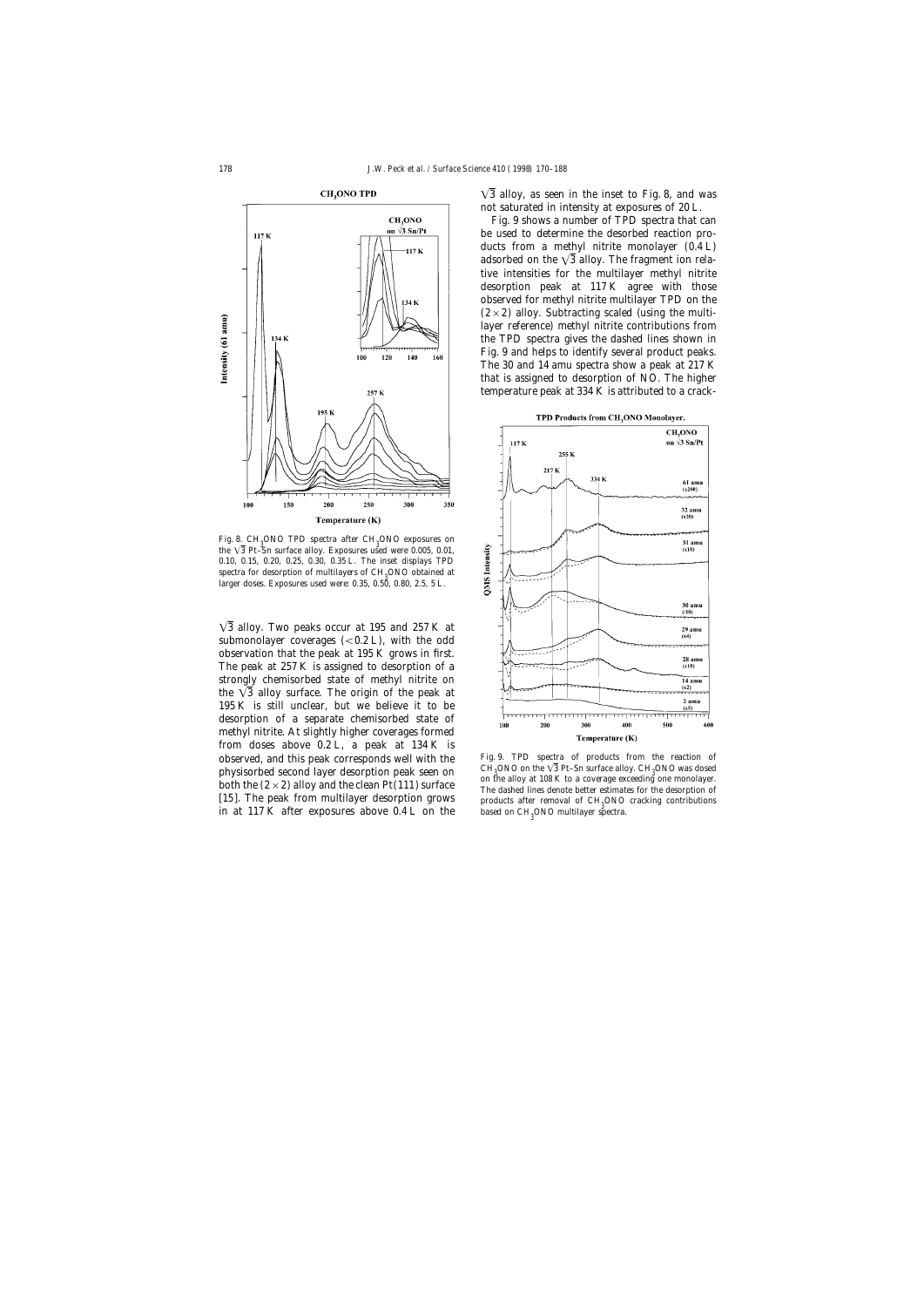CH$_3$ONO TPD

CH$_3$ONO on √3 Sn/Pt

117 K

117 K

134 K

134 K

195 K

257 K

Intensity (61 amu)

100 120 140 160

100 150 200 250 300 350

Temperature (K)

Fig. 8. CH$_3$ONO TPD spectra after CH$_3$ONO exposures on the $\sqrt{3}$ Pt–Sn surface alloy. Exposures used were 0.005, 0.01, 0.10, 0.15, 0.20, 0.25, 0.30, 0.35 L. The inset displays TPD spectra for desorption of multilayers of CH$_3$ONO obtained at larger doses. Exposures used were: 0.35, 0.50, 0.80, 2.5, 5 L.

$\sqrt{3}$ alloy. Two peaks occur at 195 and 257 K at submonolayer coverages (<0.2 L), with the odd observation that the peak at 195 K grows in first. The peak at 257 K is assigned to desorption of a strongly chemisorbed state of methyl nitrite on the $\sqrt{3}$ alloy surface. The origin of the peak at 195 K is still unclear, but we believe it to be desorption of a separate chemisorbed state of methyl nitrite. At slightly higher coverages formed from doses above 0.2 L, a peak at 134 K is observed, and this peak corresponds well with the physisorbed second layer desorption peak seen on both the (2×2) alloy and the clean Pt(111) surface [15]. The peak from multilayer desorption grows in at 117 K after exposures above 0.4 L on the $\sqrt{3}$ alloy, as seen in the inset to Fig. 8, and was not saturated in intensity at exposures of 20 L.

Fig. 9 shows a number of TPD spectra that can be used to determine the desorbed reaction products from a methyl nitrite monolayer (0.4 L) adsorbed on the $\sqrt{3}$ alloy. The fragment ion relative intensities for the multilayer methyl nitrite desorption peak at 117 K agree with those observed for methyl nitrite multilayer TPD on the (2×2) alloy. Subtracting scaled (using the multilayer reference) methyl nitrite contributions from the TPD spectra gives the dashed lines shown in Fig. 9 and helps to identify several product peaks. The 30 and 14 amu spectra show a peak at 217 K that is assigned to desorption of NO. The higher temperature peak at 334 K is attributed to a crack-

TPD Products from CH$_3$ONO Monolayer.

CH$_3$ONO on √3 Sn/Pt

117 K

255 K

217 K

334 K

61 amu (x200)

32 amu (x20)

31 amu (x10)

30 amu (/10)

29 amu (x4)

28 amu (x10)

14 amu (x2)

2 amu (x5)

QMS Intensity

100 200 300 400 500 600

Temperature (K)

Fig. 9. TPD spectra of products from the reaction of CH$_3$ONO on the $\sqrt{3}$ Pt–Sn surface alloy. CH$_3$ONO was dosed on the alloy at 108 K to a coverage exceeding one monolayer. The dashed lines denote better estimates for the desorption of products after removal of CH$_3$ONO cracking contributions based on CH$_3$ONO multilayer spectra.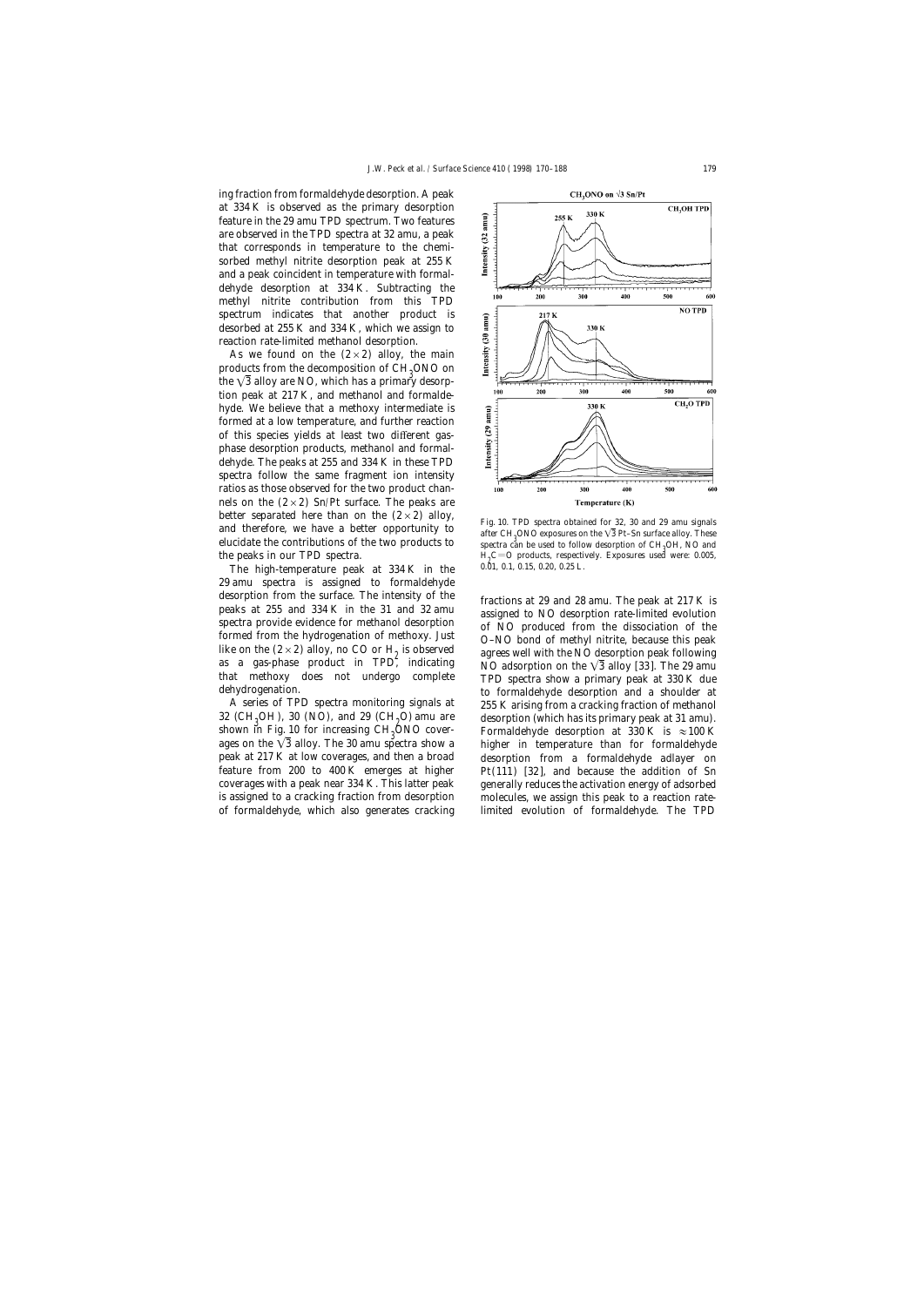ing fraction from formaldehyde desorption. A peak at 334 K is observed as the primary desorption feature in the 29 amu TPD spectrum. Two features are observed in the TPD spectra at 32 amu, a peak that corresponds in temperature to the chemisorbed methyl nitrite desorption peak at 255 K and a peak coincident in temperature with formaldehyde desorption at 334 K. Subtracting the methyl nitrite contribution from this TPD spectrum indicates that another product is desorbed at 255 K and 334 K, which we assign to reaction rate-limited methanol desorption.

As we found on the $(2\times2)$ alloy, the main products from the decomposition of $CH_3ONO$ on the $\sqrt{3}$ alloy are NO, which has a primary desorption peak at 217 K, and methanol and formaldehyde. We believe that a methoxy intermediate is formed at a low temperature, and further reaction of this species yields at least two different gas-phase desorption products, methanol and formaldehyde. The peaks at 255 and 334 K in these TPD spectra follow the same fragment ion intensity ratios as those observed for the two product channels on the $(2\times2)$ Sn/Pt surface. The peaks are better separated here than on the $(2\times2)$ alloy, and therefore, we have a better opportunity to elucidate the contributions of the two products to the peaks in our TPD spectra.

The high-temperature peak at 334 K in the 29 amu spectra is assigned to formaldehyde desorption from the surface. The intensity of the peaks at 255 and 334 K in the 31 and 32 amu spectra provide evidence for methanol desorption formed from the hydrogenation of methoxy. Just like on the $(2\times2)$ alloy, no CO or $H_2$ is observed as a gas-phase product in TPD, indicating that methoxy does not undergo complete dehydrogenation.

A series of TPD spectra monitoring signals at 32 ($CH_3OH$), 30 (NO), and 29 ($CH_2O$) amu are shown in Fig. 10 for increasing $CH_3ONO$ coverages on the $\sqrt{3}$ alloy. The 30 amu spectra show a peak at 217 K at low coverages, and then a broad feature from 200 to 400 K emerges at higher coverages with a peak near 334 K. This latter peak is assigned to a cracking fraction from desorption of formaldehyde, which also generates cracking fractions at 29 and 28 amu. The peak at 217 K is assigned to NO desorption rate-limited evolution of NO produced from the dissociation of the O–NO bond of methyl nitrite, because this peak agrees well with the NO desorption peak following NO adsorption on the $\sqrt{3}$ alloy [33]. The 29 amu TPD spectra show a primary peak at 330 K due to formaldehyde desorption and a shoulder at 255 K arising from a cracking fraction of methanol desorption (which has its primary peak at 31 amu). Formaldehyde desorption at 330 K is $\approx 100$ K higher in temperature than for formaldehyde desorption from a formaldehyde adlayer on Pt(111) [32], and because the addition of Sn generally reduces the activation energy of adsorbed molecules, we assign this peak to a reaction rate-limited evolution of formaldehyde. The TPD

$CH_3ONO$ on √3 Sn/Pt

$CH_3OH$ TPD
Intensity (32 amu)
255 K
330 K

NO TPD
Intensity (30 amu)
217 K
330 K

$CH_2O$ TPD
Intensity (29 amu)
330 K

100 200 300 400 500 600
Temperature (K)

Fig. 10. TPD spectra obtained for 32, 30 and 29 amu signals after $CH_3ONO$ exposures on the $\sqrt{3}$ Pt–Sn surface alloy. These spectra can be used to follow desorption of $CH_3OH$, NO and $H_2C{=}O$ products, respectively. Exposures used were: 0.005, 0.01, 0.1, 0.15, 0.20, 0.25 L.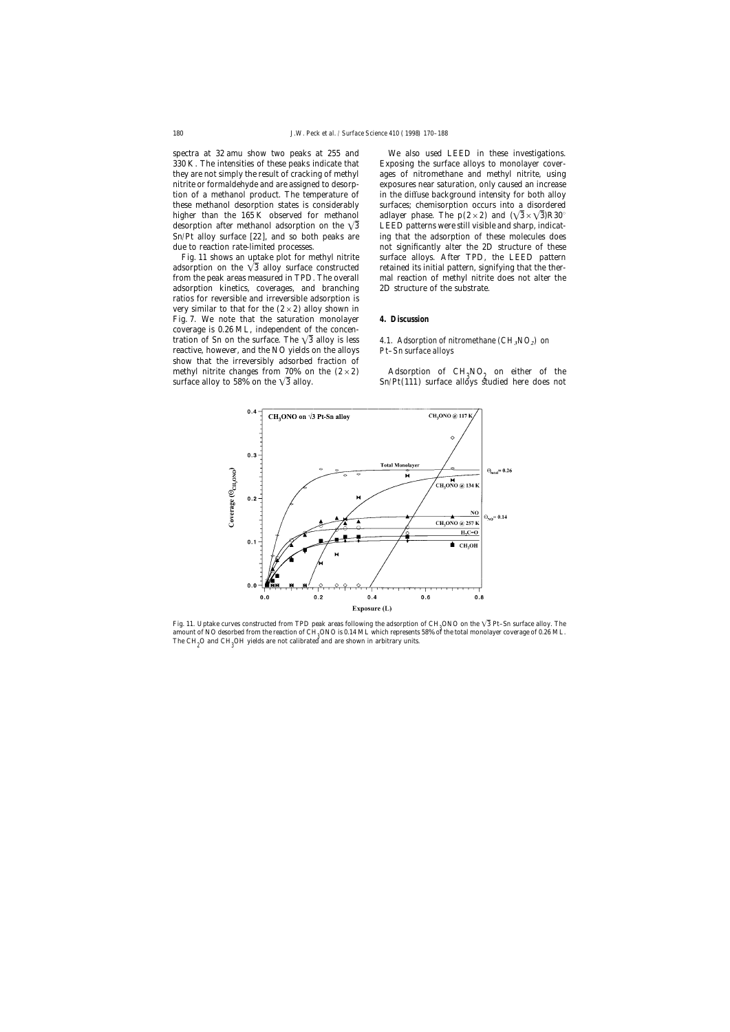spectra at 32 amu show two peaks at 255 and 330 K. The intensities of these peaks indicate that they are not simply the result of cracking of methyl nitrite or formaldehyde and are assigned to desorption of a methanol product. The temperature of these methanol desorption states is considerably higher than the 165 K observed for methanol desorption after methanol adsorption on the $\sqrt{3}$ Sn/Pt alloy surface [22], and so both peaks are due to reaction rate-limited processes.

Fig. 11 shows an uptake plot for methyl nitrite adsorption on the $\sqrt{3}$ alloy surface constructed from the peak areas measured in TPD. The overall adsorption kinetics, coverages, and branching ratios for reversible and irreversible adsorption is very similar to that for the $(2\times2)$ alloy shown in Fig. 7. We note that the saturation monolayer coverage is 0.26 ML, independent of the concentration of Sn on the surface. The $\sqrt{3}$ alloy is less reactive, however, and the NO yields on the alloys show that the irreversibly adsorbed fraction of methyl nitrite changes from 70% on the $(2\times2)$ surface alloy to 58% on the $\sqrt{3}$ alloy.

We also used LEED in these investigations. Exposing the surface alloys to monolayer coverages of nitromethane and methyl nitrite, using exposures near saturation, only caused an increase in the diffuse background intensity for both alloy surfaces; chemisorption occurs into a disordered adlayer phase. The $p(2\times2)$ and $(\sqrt{3}\times\sqrt{3})R30°$ LEED patterns were still visible and sharp, indicating that the adsorption of these molecules does not significantly alter the 2D structure of these surface alloys. After TPD, the LEED pattern retained its initial pattern, signifying that the thermal reaction of methyl nitrite does not alter the 2D structure of the substrate.

## 4. Discussion

### 4.1. Adsorption of nitromethane ($CH_3NO_2$) on Pt–Sn surface alloys

Adsorption of $CH_3NO_2$ on either of the Sn/Pt(111) surface alloys studied here does not

$CH_3ONO$ on √3 Pt-Sn alloy

$CH_3ONO$ @ 117 K

Total Monolayer

$\Theta_{total}$= 0.26

$CH_3ONO$ @ 134 K

NO

$\Theta_{NO}$= 0.14

$CH_3ONO$ @ 257 K

$H_2C$=O

$CH_3OH$

Coverage ($\Theta_{CH_3ONO}$)

Exposure (L)

0.0
0.1
0.2
0.3
0.4

0.0
0.2
0.4
0.6
0.8

Fig. 11. Uptake curves constructed from TPD peak areas following the adsorption of $CH_3ONO$ on the $\sqrt{3}$ Pt–Sn surface alloy. The amount of NO desorbed from the reaction of $CH_3ONO$ is 0.14 ML which represents 58% of the total monolayer coverage of 0.26 ML. The $CH_2O$ and $CH_3OH$ yields are not calibrated and are shown in arbitrary units.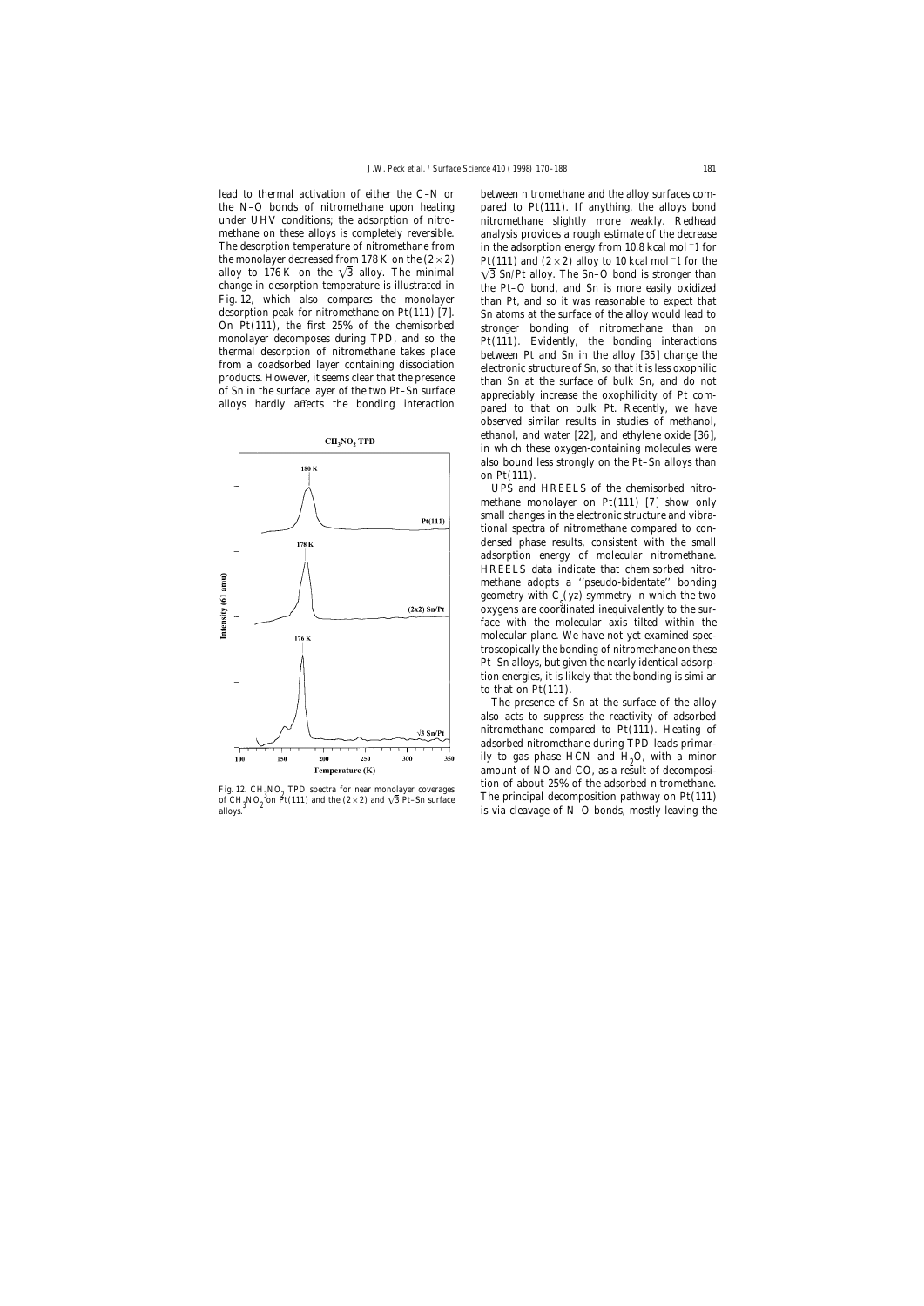lead to thermal activation of either the C–N or the N–O bonds of nitromethane upon heating under UHV conditions; the adsorption of nitromethane on these alloys is completely reversible. The desorption temperature of nitromethane from the monolayer decreased from 178 K on the (2×2) alloy to 176 K on the $\sqrt{3}$ alloy. The minimal change in desorption temperature is illustrated in Fig. 12, which also compares the monolayer desorption peak for nitromethane on Pt(111) [7]. On Pt(111), the first 25% of the chemisorbed monolayer decomposes during TPD, and so the thermal desorption of nitromethane takes place from a coadsorbed layer containing dissociation products. However, it seems clear that the presence of Sn in the surface layer of the two Pt–Sn surface alloys hardly affects the bonding interaction between nitromethane and the alloy surfaces compared to Pt(111). If anything, the alloys bond nitromethane slightly more weakly. Redhead analysis provides a rough estimate of the decrease in the adsorption energy from 10.8 kcal mol$^{-1}$ for Pt(111) and (2×2) alloy to 10 kcal mol$^{-1}$ for the $\sqrt{3}$ Sn/Pt alloy. The Sn–O bond is stronger than the Pt–O bond, and Sn is more easily oxidized than Pt, and so it was reasonable to expect that Sn atoms at the surface of the alloy would lead to stronger bonding of nitromethane than on Pt(111). Evidently, the bonding interactions between Pt and Sn in the alloy [35] change the electronic structure of Sn, so that it is less oxophilic than Sn at the surface of bulk Sn, and do not appreciably increase the oxophilicity of Pt compared to that on bulk Pt. Recently, we have observed similar results in studies of methanol, ethanol, and water [22], and ethylene oxide [36], in which these oxygen-containing molecules were also bound less strongly on the Pt–Sn alloys than on Pt(111).

$CH_3NO_2$ TPD

180 K

Pt(111)

178 K

(2x2) Sn/Pt

176 K

$\sqrt{3}$ Sn/Pt

Intensity (61 amu)

100 150 200 250 300 350

Temperature (K)

Fig. 12. $CH_3NO_2$ TPD spectra for near monolayer coverages of $CH_3NO_2$ on Pt(111) and the (2×2) and $\sqrt{3}$ Pt–Sn surface alloys.

UPS and HREELS of the chemisorbed nitromethane monolayer on Pt(111) [7] show only small changes in the electronic structure and vibrational spectra of nitromethane compared to condensed phase results, consistent with the small adsorption energy of molecular nitromethane. HREELS data indicate that chemisorbed nitromethane adopts a "pseudo-bidentate" bonding geometry with $C_s(yz)$ symmetry in which the two oxygens are coordinated inequivalently to the surface with the molecular axis tilted within the molecular plane. We have not yet examined spectroscopically the bonding of nitromethane on these Pt–Sn alloys, but given the nearly identical adsorption energies, it is likely that the bonding is similar to that on Pt(111).

The presence of Sn at the surface of the alloy also acts to suppress the reactivity of adsorbed nitromethane compared to Pt(111). Heating of adsorbed nitromethane during TPD leads primarily to gas phase HCN and $H_2O$, with a minor amount of NO and CO, as a result of decomposition of about 25% of the adsorbed nitromethane. The principal decomposition pathway on Pt(111) is via cleavage of N–O bonds, mostly leaving the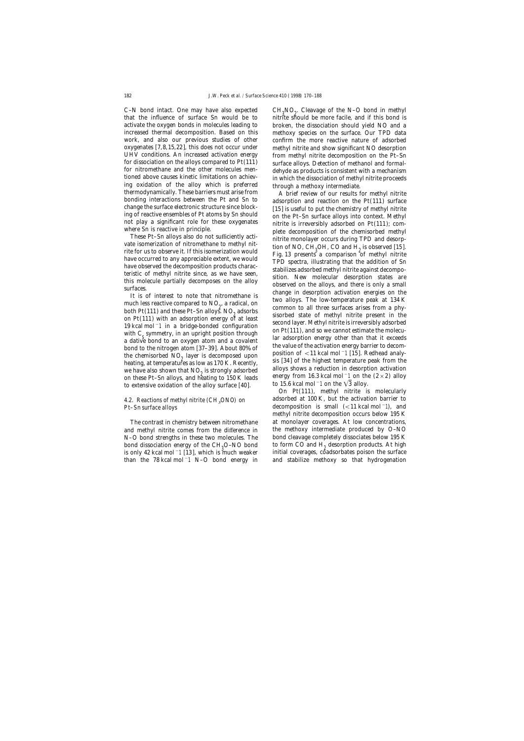C–N bond intact. One may have also expected that the influence of surface Sn would be to activate the oxygen bonds in molecules leading to increased thermal decomposition. Based on this work, and also our previous studies of other oxygenates [7,8,15,22], this does not occur under UHV conditions. An increased activation energy for dissociation on the alloys compared to Pt(111) for nitromethane and the other molecules mentioned above causes kinetic limitations on achieving oxidation of the alloy which is preferred thermodynamically. These barriers must arise from bonding interactions between the Pt and Sn to change the surface electronic structure since blocking of reactive ensembles of Pt atoms by Sn should not play a significant role for these oxygenates where Sn is reactive in principle.

These Pt–Sn alloys also do not sufficiently activate isomerization of nitromethane to methyl nitrite for us to observe it. If this isomerization would have occurred to any appreciable extent, we would have observed the decomposition products characteristic of methyl nitrite since, as we have seen, this molecule partially decomposes on the alloy surfaces.

It is of interest to note that nitromethane is much less reactive compared to $NO_2$, a radical, on both Pt(111) and these Pt–Sn alloys. $NO_2$ adsorbs on Pt(111) with an adsorption energy of at least 19 kcal mol$^{-1}$ in a bridge-bonded configuration with $C_s$ symmetry, in an upright position through a dative bond to an oxygen atom and a covalent bond to the nitrogen atom [37–39]. About 80% of the chemisorbed $NO_2$ layer is decomposed upon heating, at temperatures as low as 170 K. Recently, we have also shown that $NO_2$ is strongly adsorbed on these Pt–Sn alloys, and heating to 150 K leads to extensive oxidation of the alloy surface [40].

## 4.2. Reactions of methyl nitrite ($CH_3ONO$) on Pt–Sn surface alloys

The contrast in chemistry between nitromethane and methyl nitrite comes from the difference in N–O bond strengths in these two molecules. The bond dissociation energy of the $CH_3O$–NO bond is only 42 kcal mol$^{-1}$ [13], which is much weaker than the 78 kcal mol$^{-1}$ N–O bond energy in $CH_3NO_2$. Cleavage of the N–O bond in methyl nitrite should be more facile, and if this bond is broken, the dissociation should yield NO and a methoxy species on the surface. Our TPD data confirm the more reactive nature of adsorbed methyl nitrite and show significant NO desorption from methyl nitrite decomposition on the Pt–Sn surface alloys. Detection of methanol and formaldehyde as products is consistent with a mechanism in which the dissociation of methyl nitrite proceeds through a methoxy intermediate.

A brief review of our results for methyl nitrite adsorption and reaction on the Pt(111) surface [15] is useful to put the chemistry of methyl nitrite on the Pt–Sn surface alloys into context. Methyl nitrite is irreversibly adsorbed on Pt(111); complete decomposition of the chemisorbed methyl nitrite monolayer occurs during TPD and desorption of NO, $CH_3OH$, CO and $H_2$ is observed [15]. Fig. 13 presents a comparison of methyl nitrite TPD spectra, illustrating that the addition of Sn stabilizes adsorbed methyl nitrite against decomposition. New molecular desorption states are observed on the alloys, and there is only a small change in desorption activation energies on the two alloys. The low-temperature peak at 134 K common to all three surfaces arises from a physisorbed state of methyl nitrite present in the second layer. Methyl nitrite is irreversibly adsorbed on Pt(111), and so we cannot estimate the molecular adsorption energy other than that it exceeds the value of the activation energy barrier to decomposition of $<11$ kcal mol$^{-1}$ [15]. Redhead analysis [34] of the highest temperature peak from the alloys shows a reduction in desorption activation energy from 16.3 kcal mol$^{-1}$ on the $(2\times2)$ alloy to 15.6 kcal mol$^{-1}$ on the $\sqrt{3}$ alloy.

On Pt(111), methyl nitrite is molecularly adsorbed at 100 K, but the activation barrier to decomposition is small ($<11$ kcal mol$^{-1}$), and methyl nitrite decomposition occurs below 195 K at monolayer coverages. At low concentrations, the methoxy intermediate produced by O–NO bond cleavage completely dissociates below 195 K to form CO and $H_2$ desorption products. At high initial coverages, coadsorbates poison the surface and stabilize methoxy so that hydrogenation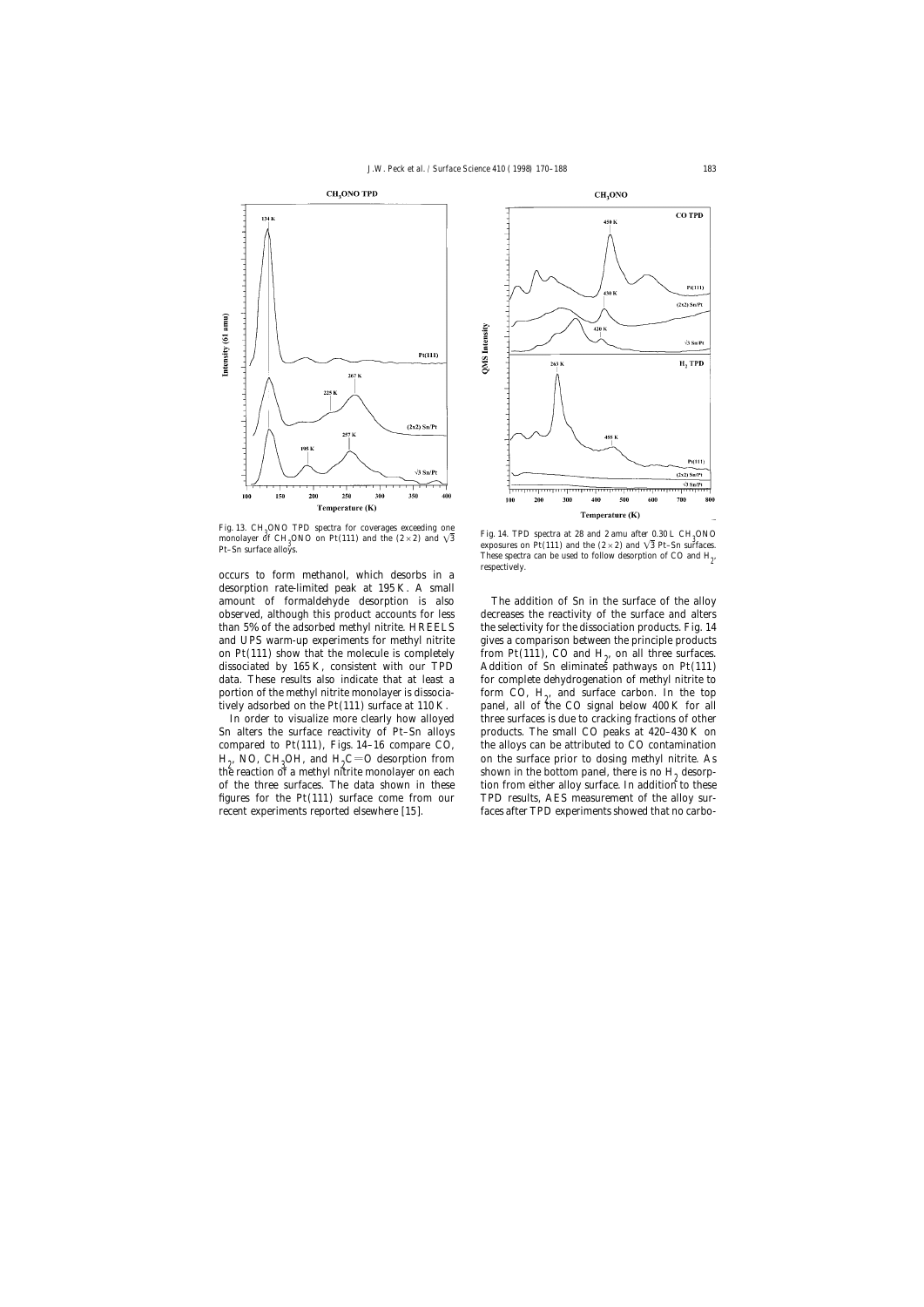CH$_3$ONO TPD

134 K

Intensity (61 amu)

Pt(111)

267 K

225 K

(2x2) Sn/Pt

257 K

195 K

√3 Sn/Pt

100 150 200 250 300 350 400

Temperature (K)

Fig. 13. $CH_3ONO$ TPD spectra for coverages exceeding one monolayer of $CH_3ONO$ on Pt(111) and the $(2\times2)$ and $\sqrt{3}$ Pt–Sn surface alloys.

CH$_3$ONO

CO TPD

450 K

Pt(111)

430 K

(2x2) Sn/Pt

420 K

√3 Sn/Pt

QMS Intensity

263 K

H$_2$ TPD

455 K

Pt(111)

(2x2) Sn/Pt

√3 Sn/Pt

100 200 300 400 500 600 700 800

Temperature (K)

Fig. 14. TPD spectra at 28 and 2 amu after 0.30 L $CH_3ONO$ exposures on Pt(111) and the $(2\times2)$ and $\sqrt{3}$ Pt–Sn surfaces. These spectra can be used to follow desorption of CO and $H_2$, respectively.

occurs to form methanol, which desorbs in a desorption rate-limited peak at 195 K. A small amount of formaldehyde desorption is also observed, although this product accounts for less than 5% of the adsorbed methyl nitrite. HREELS and UPS warm-up experiments for methyl nitrite on Pt(111) show that the molecule is completely dissociated by 165 K, consistent with our TPD data. These results also indicate that at least a portion of the methyl nitrite monolayer is dissociatively adsorbed on the Pt(111) surface at 110 K.

In order to visualize more clearly how alloyed Sn alters the surface reactivity of Pt–Sn alloys compared to Pt(111), Figs. 14–16 compare CO, $H_2$, NO, $CH_3OH$, and $H_2C{=}O$ desorption from the reaction of a methyl nitrite monolayer on each of the three surfaces. The data shown in these figures for the Pt(111) surface come from our recent experiments reported elsewhere [15].

The addition of Sn in the surface of the alloy decreases the reactivity of the surface and alters the selectivity for the dissociation products. Fig. 14 gives a comparison between the principle products from Pt(111), CO and $H_2$, on all three surfaces. Addition of Sn eliminates pathways on Pt(111) for complete dehydrogenation of methyl nitrite to form CO, $H_2$, and surface carbon. In the top panel, all of the CO signal below 400 K for all three surfaces is due to cracking fractions of other products. The small CO peaks at 420–430 K on the alloys can be attributed to CO contamination on the surface prior to dosing methyl nitrite. As shown in the bottom panel, there is no $H_2$ desorption from either alloy surface. In addition to these TPD results, AES measurement of the alloy surfaces after TPD experiments showed that no carbo-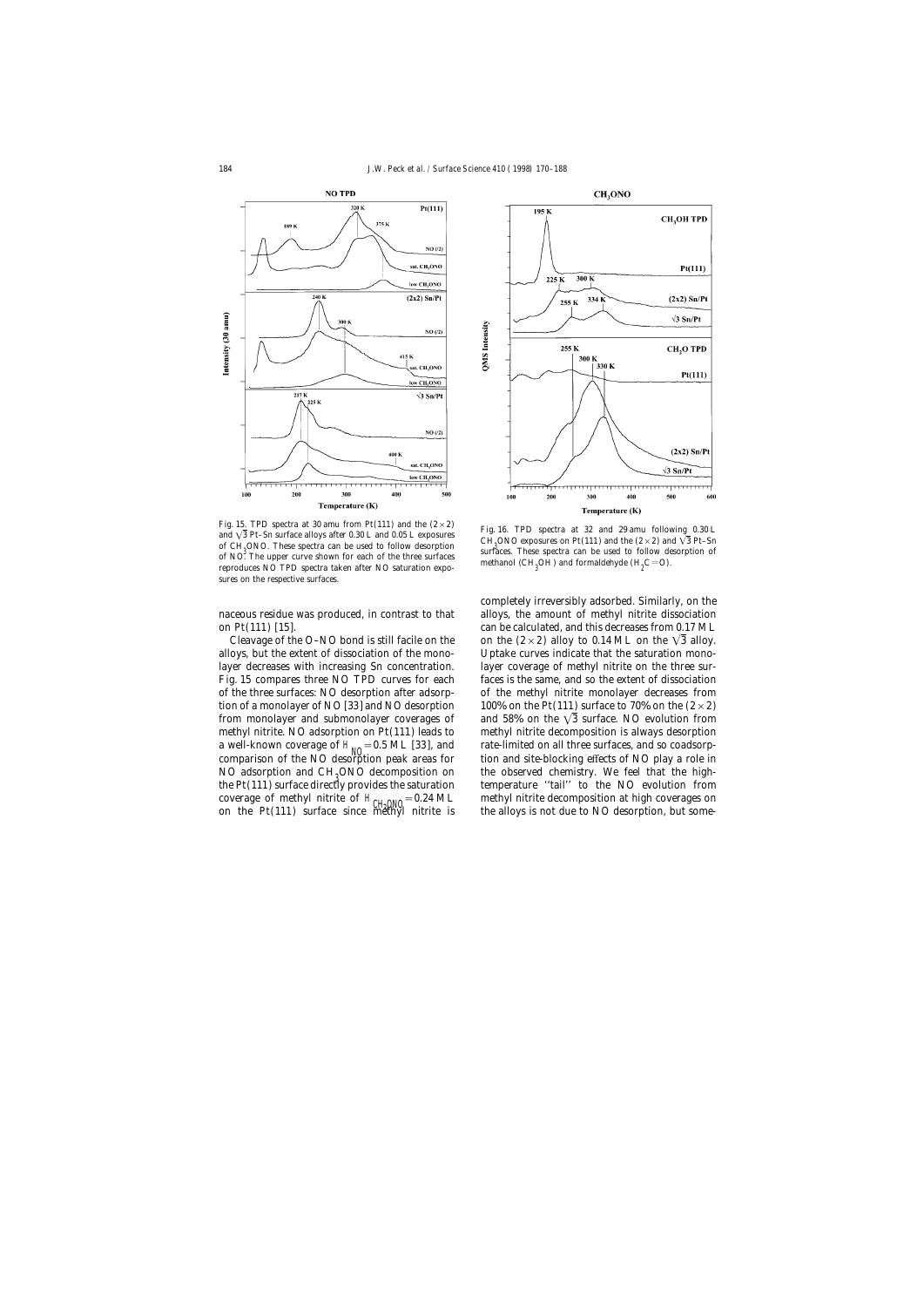**NO TPD**

Pt(111)

320 K

375 K

189 K

NO (/2)

sat. $CH_3ONO$

low $CH_3ONO$

(2x2) Sn/Pt

240 K

300 K

NO (/2)

415 K

sat. $CH_3ONO$

low $CH_3ONO$

√3 Sn/Pt

217 K

225 K

NO (/2)

400 K

sat. $CH_3ONO$

low $CH_3ONO$

Intensity (30 amu)

100 200 300 400 500

Temperature (K)

Fig. 15. TPD spectra at 30 amu from Pt(111) and the $(2\times2)$ and $\sqrt{3}$ Pt–Sn surface alloys after 0.30 L and 0.05 L exposures of $CH_3ONO$. These spectra can be used to follow desorption of NO. The upper curve shown for each of the three surfaces reproduces NO TPD spectra taken after NO saturation exposures on the respective surfaces.

**$CH_3ONO$**

195 K

$CH_3OH$ TPD

Pt(111)

225 K 300 K

(2x2) Sn/Pt

255 K 334 K

√3 Sn/Pt

QMS Intensity

255 K

$CH_2O$ TPD

300 K

330 K

Pt(111)

(2x2) Sn/Pt

√3 Sn/Pt

100 200 300 400 500 600

Temperature (K)

Fig. 16. TPD spectra at 32 and 29 amu following 0.30 L $CH_3ONO$ exposures on Pt(111) and the $(2\times2)$ and $\sqrt{3}$ Pt–Sn surfaces. These spectra can be used to follow desorption of methanol ($CH_3OH$) and formaldehyde ($H_2C{=}O$).

naceous residue was produced, in contrast to that on Pt(111) [15].

Cleavage of the O–NO bond is still facile on the alloys, but the extent of dissociation of the monolayer decreases with increasing Sn concentration. Fig. 15 compares three NO TPD curves for each of the three surfaces: NO desorption after adsorption of a monolayer of NO [33] and NO desorption from monolayer and submonolayer coverages of methyl nitrite. NO adsorption on Pt(111) leads to a well-known coverage of $\Theta_{NO}=0.5$ ML [33], and comparison of the NO desorption peak areas for NO adsorption and $CH_3ONO$ decomposition on the Pt(111) surface directly provides the saturation coverage of methyl nitrite of $\Theta_{CH_3ONO}=0.24$ ML on the Pt(111) surface since methyl nitrite is completely irreversibly adsorbed. Similarly, on the alloys, the amount of methyl nitrite dissociation can be calculated, and this decreases from 0.17 ML on the $(2\times2)$ alloy to 0.14 ML on the $\sqrt{3}$ alloy. Uptake curves indicate that the saturation monolayer coverage of methyl nitrite on the three surfaces is the same, and so the extent of dissociation of the methyl nitrite monolayer decreases from 100% on the Pt(111) surface to 70% on the $(2\times2)$ and 58% on the $\sqrt{3}$ surface. NO evolution from methyl nitrite decomposition is always desorption rate-limited on all three surfaces, and so coadsorption and site-blocking effects of NO play a role in the observed chemistry. We feel that the high-temperature "tail" to the NO evolution from methyl nitrite decomposition at high coverages on the alloys is not due to NO desorption, but some-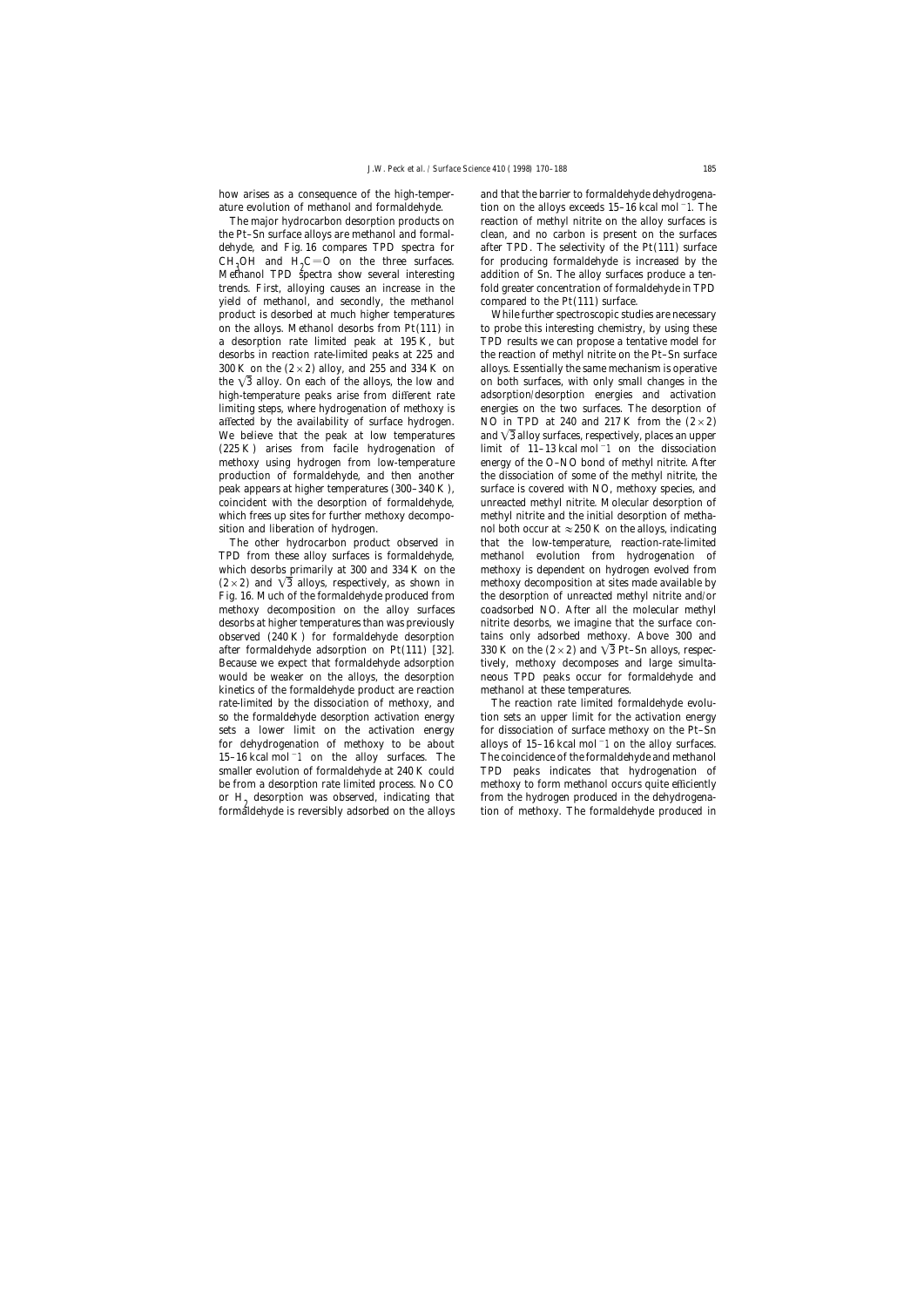how arises as a consequence of the high-temperature evolution of methanol and formaldehyde.

The major hydrocarbon desorption products on the Pt–Sn surface alloys are methanol and formaldehyde, and Fig. 16 compares TPD spectra for $CH_3OH$ and $H_2C{=}O$ on the three surfaces. Methanol TPD spectra show several interesting trends. First, alloying causes an increase in the yield of methanol, and secondly, the methanol product is desorbed at much higher temperatures on the alloys. Methanol desorbs from Pt(111) in a desorption rate limited peak at 195 K, but desorbs in reaction rate-limited peaks at 225 and 300 K on the $(2\times2)$ alloy, and 255 and 334 K on the $\sqrt{3}$ alloy. On each of the alloys, the low and high-temperature peaks arise from different rate limiting steps, where hydrogenation of methoxy is affected by the availability of surface hydrogen. We believe that the peak at low temperatures (225 K) arises from facile hydrogenation of methoxy using hydrogen from low-temperature production of formaldehyde, and then another peak appears at higher temperatures (300–340 K), coincident with the desorption of formaldehyde, which frees up sites for further methoxy decomposition and liberation of hydrogen.

The other hydrocarbon product observed in TPD from these alloy surfaces is formaldehyde, which desorbs primarily at 300 and 334 K on the $(2\times2)$ and $\sqrt{3}$ alloys, respectively, as shown in Fig. 16. Much of the formaldehyde produced from methoxy decomposition on the alloy surfaces desorbs at higher temperatures than was previously observed (240 K) for formaldehyde desorption after formaldehyde adsorption on Pt(111) [32]. Because we expect that formaldehyde adsorption would be weaker on the alloys, the desorption kinetics of the formaldehyde product are reaction rate-limited by the dissociation of methoxy, and so the formaldehyde desorption activation energy sets a lower limit on the activation energy for dehydrogenation of methoxy to be about 15–16 kcal mol$^{-1}$ on the alloy surfaces. The smaller evolution of formaldehyde at 240 K could be from a desorption rate limited process. No CO or $H_2$ desorption was observed, indicating that formaldehyde is reversibly adsorbed on the alloys and that the barrier to formaldehyde dehydrogenation on the alloys exceeds 15–16 kcal mol$^{-1}$. The reaction of methyl nitrite on the alloy surfaces is clean, and no carbon is present on the surfaces after TPD. The selectivity of the Pt(111) surface for producing formaldehyde is increased by the addition of Sn. The alloy surfaces produce a ten-fold greater concentration of formaldehyde in TPD compared to the Pt(111) surface.

While further spectroscopic studies are necessary to probe this interesting chemistry, by using these TPD results we can propose a tentative model for the reaction of methyl nitrite on the Pt–Sn surface alloys. Essentially the same mechanism is operative on both surfaces, with only small changes in the adsorption/desorption energies and activation energies on the two surfaces. The desorption of NO in TPD at 240 and 217 K from the $(2\times2)$ and $\sqrt{3}$ alloy surfaces, respectively, places an upper limit of 11–13 kcal mol$^{-1}$ on the dissociation energy of the O–NO bond of methyl nitrite. After the dissociation of some of the methyl nitrite, the surface is covered with NO, methoxy species, and unreacted methyl nitrite. Molecular desorption of methyl nitrite and the initial desorption of methanol both occur at $\approx$250 K on the alloys, indicating that the low-temperature, reaction-rate-limited methanol evolution from hydrogenation of methoxy is dependent on hydrogen evolved from methoxy decomposition at sites made available by the desorption of unreacted methyl nitrite and/or coadsorbed NO. After all the molecular methyl nitrite desorbs, we imagine that the surface contains only adsorbed methoxy. Above 300 and 330 K on the $(2\times2)$ and $\sqrt{3}$ Pt–Sn alloys, respectively, methoxy decomposes and large simultaneous TPD peaks occur for formaldehyde and methanol at these temperatures.

The reaction rate limited formaldehyde evolution sets an upper limit for the activation energy for dissociation of surface methoxy on the Pt–Sn alloys of 15–16 kcal mol$^{-1}$ on the alloy surfaces. The coincidence of the formaldehyde and methanol TPD peaks indicates that hydrogenation of methoxy to form methanol occurs quite efficiently from the hydrogen produced in the dehydrogenation of methoxy. The formaldehyde produced in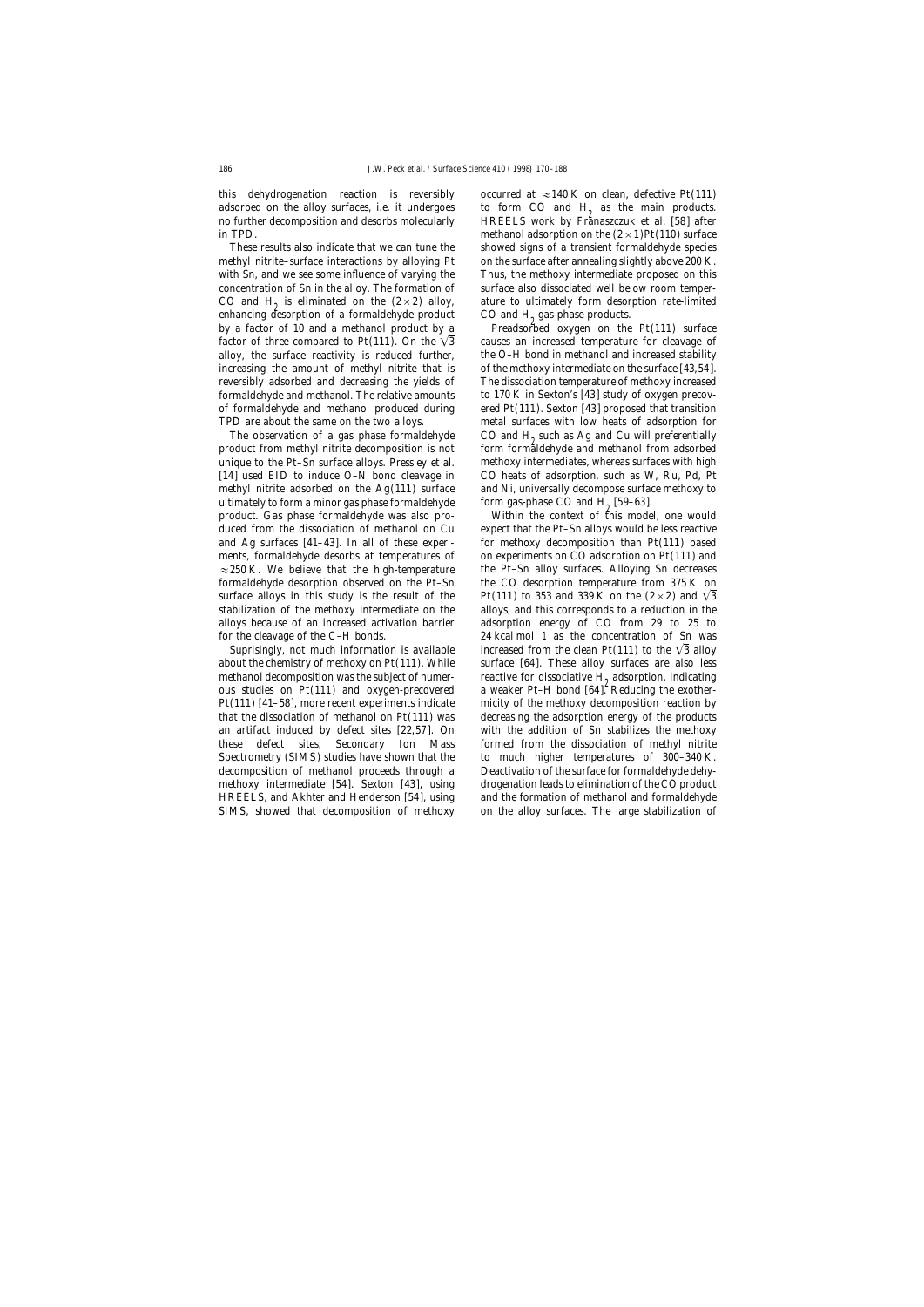this dehydrogenation reaction is reversibly adsorbed on the alloy surfaces, i.e. it undergoes no further decomposition and desorbs molecularly in TPD.

These results also indicate that we can tune the methyl nitrite–surface interactions by alloying Pt with Sn, and we see some influence of varying the concentration of Sn in the alloy. The formation of CO and $H_2$ is eliminated on the $(2\times 2)$ alloy, enhancing desorption of a formaldehyde product by a factor of 10 and a methanol product by a factor of three compared to Pt(111). On the $\sqrt{3}$ alloy, the surface reactivity is reduced further, increasing the amount of methyl nitrite that is reversibly adsorbed and decreasing the yields of formaldehyde and methanol. The relative amounts of formaldehyde and methanol produced during TPD are about the same on the two alloys.

The observation of a gas phase formaldehyde product from methyl nitrite decomposition is not unique to the Pt–Sn surface alloys. Pressley et al. [14] used EID to induce O–N bond cleavage in methyl nitrite adsorbed on the Ag(111) surface ultimately to form a minor gas phase formaldehyde product. Gas phase formaldehyde was also produced from the dissociation of methanol on Cu and Ag surfaces [41–43]. In all of these experiments, formaldehyde desorbs at temperatures of $\approx 250$ K. We believe that the high-temperature formaldehyde desorption observed on the Pt–Sn surface alloys in this study is the result of the stabilization of the methoxy intermediate on the alloys because of an increased activation barrier for the cleavage of the C–H bonds.

Suprisingly, not much information is available about the chemistry of methoxy on Pt(111). While methanol decomposition was the subject of numerous studies on Pt(111) and oxygen-precovered Pt(111) [41–58], more recent experiments indicate that the dissociation of methanol on Pt(111) was an artifact induced by defect sites [22,57]. On these defect sites, Secondary Ion Mass Spectrometry (SIMS) studies have shown that the decomposition of methanol proceeds through a methoxy intermediate [54]. Sexton [43], using HREELS, and Akhter and Henderson [54], using SIMS, showed that decomposition of methoxy occurred at $\approx 140$ K on clean, defective Pt(111) to form CO and $H_2$ as the main products. HREELS work by Franaszczuk et al. [58] after methanol adsorption on the $(2\times 1)$Pt(110) surface showed signs of a transient formaldehyde species on the surface after annealing slightly above 200 K. Thus, the methoxy intermediate proposed on this surface also dissociated well below room temperature to ultimately form desorption rate-limited CO and $H_2$ gas-phase products.

Preadsorbed oxygen on the Pt(111) surface causes an increased temperature for cleavage of the O–H bond in methanol and increased stability of the methoxy intermediate on the surface [43,54]. The dissociation temperature of methoxy increased to 170 K in Sexton's [43] study of oxygen precovered Pt(111). Sexton [43] proposed that transition metal surfaces with low heats of adsorption for CO and $H_2$ such as Ag and Cu will preferentially form formaldehyde and methanol from adsorbed methoxy intermediates, whereas surfaces with high CO heats of adsorption, such as W, Ru, Pd, Pt and Ni, universally decompose surface methoxy to form gas-phase CO and $H_2$ [59–63].

Within the context of this model, one would expect that the Pt–Sn alloys would be less reactive for methoxy decomposition than Pt(111) based on experiments on CO adsorption on Pt(111) and the Pt–Sn alloy surfaces. Alloying Sn decreases the CO desorption temperature from 375 K on Pt(111) to 353 and 339 K on the $(2\times 2)$ and $\sqrt{3}$ alloys, and this corresponds to a reduction in the adsorption energy of CO from 29 to 25 to 24 kcal mol$^{-1}$ as the concentration of Sn was increased from the clean Pt(111) to the $\sqrt{3}$ alloy surface [64]. These alloy surfaces are also less reactive for dissociative $H_2$ adsorption, indicating a weaker Pt–H bond [64]. Reducing the exothermicity of the methoxy decomposition reaction by decreasing the adsorption energy of the products with the addition of Sn stabilizes the methoxy formed from the dissociation of methyl nitrite to much higher temperatures of 300–340 K. Deactivation of the surface for formaldehyde dehydrogenation leads to elimination of the CO product and the formation of methanol and formaldehyde on the alloy surfaces. The large stabilization of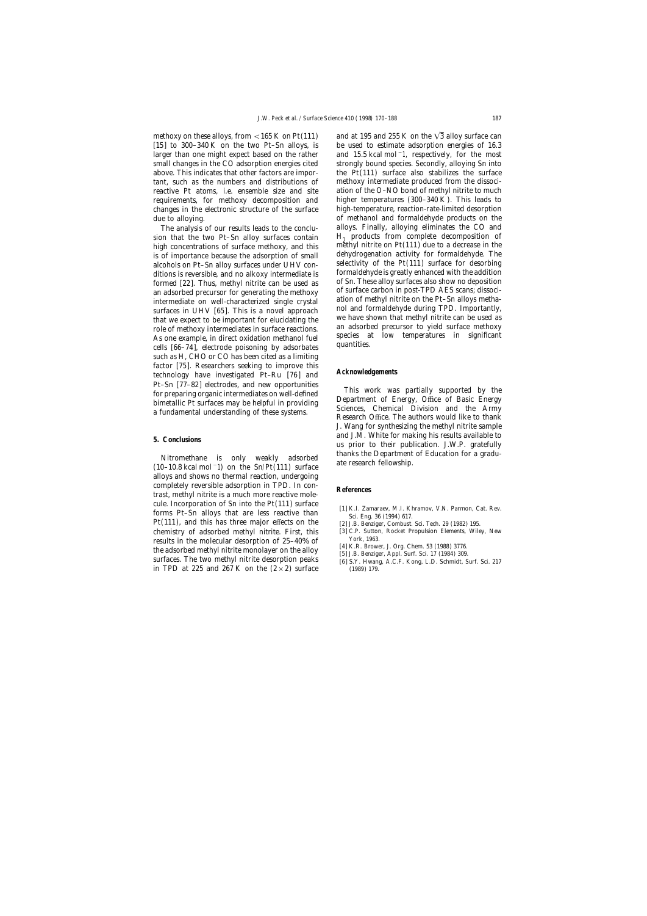methoxy on these alloys, from $<165$ K on Pt(111) [15] to 300–340 K on the two Pt–Sn alloys, is larger than one might expect based on the rather small changes in the CO adsorption energies cited above. This indicates that other factors are important, such as the numbers and distributions of reactive Pt atoms, i.e. ensemble size and site requirements, for methoxy decomposition and changes in the electronic structure of the surface due to alloying.

The analysis of our results leads to the conclusion that the two Pt–Sn alloy surfaces contain high concentrations of surface methoxy, and this is of importance because the adsorption of small alcohols on Pt–Sn alloy surfaces under UHV conditions is reversible, and no alkoxy intermediate is formed [22]. Thus, methyl nitrite can be used as an adsorbed precursor for generating the methoxy intermediate on well-characterized single crystal surfaces in UHV [65]. This is a novel approach that we expect to be important for elucidating the role of methoxy intermediates in surface reactions. As one example, in direct oxidation methanol fuel cells [66–74], electrode poisoning by adsorbates such as H, CHO or CO has been cited as a limiting factor [75]. Researchers seeking to improve this technology have investigated Pt–Ru [76] and Pt–Sn [77–82] electrodes, and new opportunities for preparing organic intermediates on well-defined bimetallic Pt surfaces may be helpful in providing a fundamental understanding of these systems.

## 5. Conclusions

Nitromethane is only weakly adsorbed (10–10.8 kcal mol$^{-1}$) on the Sn/Pt(111) surface alloys and shows no thermal reaction, undergoing completely reversible adsorption in TPD. In contrast, methyl nitrite is a much more reactive molecule. Incorporation of Sn into the Pt(111) surface forms Pt–Sn alloys that are less reactive than Pt(111), and this has three major effects on the chemistry of adsorbed methyl nitrite. First, this results in the molecular desorption of 25–40% of the adsorbed methyl nitrite monolayer on the alloy surfaces. The two methyl nitrite desorption peaks in TPD at 225 and 267 K on the $(2\times2)$ surface and at 195 and 255 K on the $\sqrt{3}$ alloy surface can be used to estimate adsorption energies of 16.3 and 15.5 kcal mol$^{-1}$, respectively, for the most strongly bound species. Secondly, alloying Sn into the Pt(111) surface also stabilizes the surface methoxy intermediate produced from the dissociation of the O–NO bond of methyl nitrite to much higher temperatures (300–340 K). This leads to high-temperature, reaction-rate-limited desorption of methanol and formaldehyde products on the alloys. Finally, alloying eliminates the CO and $H_2$ products from complete decomposition of methyl nitrite on Pt(111) due to a decrease in the dehydrogenation activity for formaldehyde. The selectivity of the Pt(111) surface for desorbing formaldehyde is greatly enhanced with the addition of Sn. These alloy surfaces also show no deposition of surface carbon in post-TPD AES scans; dissociation of methyl nitrite on the Pt–Sn alloys methanol and formaldehyde during TPD. Importantly, we have shown that methyl nitrite can be used as an adsorbed precursor to yield surface methoxy species at low temperatures in significant quantities.

## Acknowledgements

This work was partially supported by the Department of Energy, Office of Basic Energy Sciences, Chemical Division and the Army Research Office. The authors would like to thank J. Wang for synthesizing the methyl nitrite sample and J.M. White for making his results available to us prior to their publication. J.W.P. gratefully thanks the Department of Education for a graduate research fellowship.

## References

[1] K.I. Zamaraev, M.I. Khramov, V.N. Parmon, Cat. Rev. Sci. Eng. 36 (1994) 617.

[2] J.B. Benziger, Combust. Sci. Tech. 29 (1982) 195.

[3] C.P. Sutton, Rocket Propulsion Elements, Wiley, New York, 1963.

[4] K.R. Brower, J. Org. Chem. 53 (1988) 3776.

[5] J.B. Benziger, Appl. Surf. Sci. 17 (1984) 309.

[6] S.Y. Hwang, A.C.F. Kong, L.D. Schmidt, Surf. Sci. 217 (1989) 179.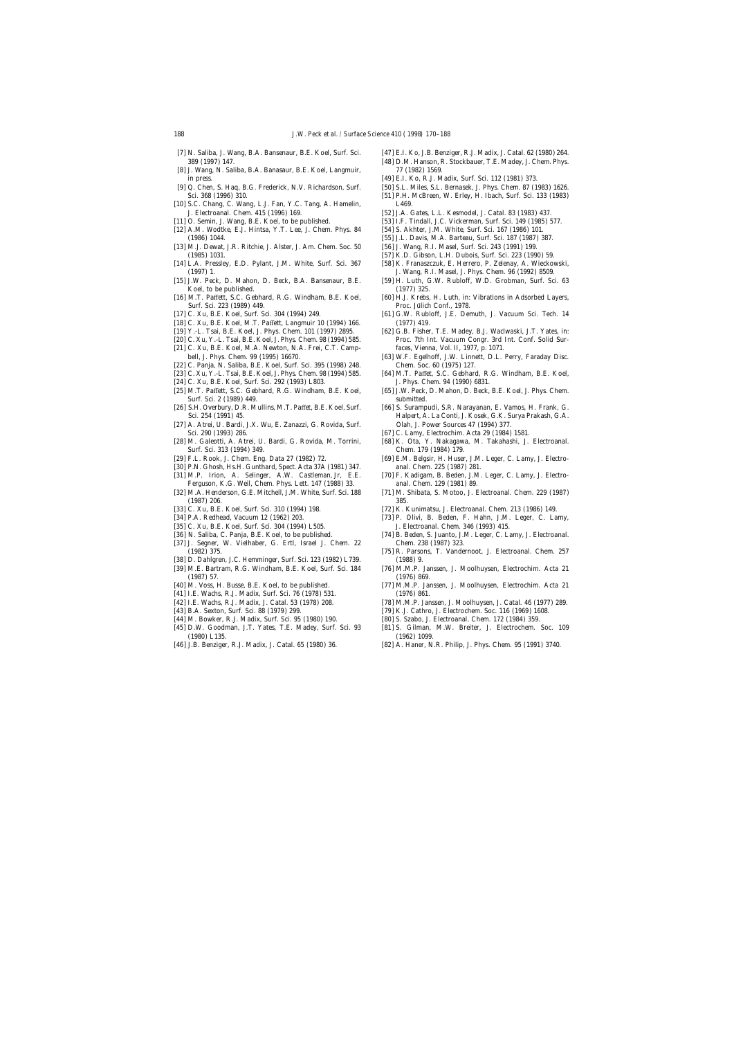[7] N. Saliba, J. Wang, B.A. Bansenaur, B.E. Koel, Surf. Sci. 389 (1997) 147.

[8] J. Wang, N. Saliba, B.A. Banasaur, B.E. Koel, Langmuir, in press.

[9] Q. Chen, S. Haq, B.G. Frederick, N.V. Richardson, Surf. Sci. 368 (1996) 310.

[10] S.C. Chang, C. Wang, L.J. Fan, Y.C. Tang, A. Hamelin, J. Electroanal. Chem. 415 (1996) 169.

[11] O. Semin, J. Wang, B.E. Koel, to be published.

[12] A.M. Wodtke, E.J. Hintsa, Y.T. Lee, J. Chem. Phys. 84 (1986) 1044.

[13] M.J. Dewat, J.R. Ritchie, J. Alster, J. Am. Chem. Soc. 50 (1985) 1031.

[14] L.A. Pressley, E.D. Pylant, J.M. White, Surf. Sci. 367 (1997) 1.

[15] J.W. Peck, D. Mahon, D. Beck, B.A. Bansenaur, B.E. Koel, to be published.

[16] M.T. Paffett, S.C. Gebhard, R.G. Windham, B.E. Koel, Surf. Sci. 223 (1989) 449.

[17] C. Xu, B.E. Koel, Surf. Sci. 304 (1994) 249.

[18] C. Xu, B.E. Koel, M.T. Paffett, Langmuir 10 (1994) 166.

[19] Y.-L. Tsai, B.E. Koel, J. Phys. Chem. 101 (1997) 2895.

[20] C. Xu, Y.-L. Tsai, B.E. Koel, J. Phys. Chem. 98 (1994) 585.

[21] C. Xu, B.E. Koel, M.A. Newton, N.A. Frei, C.T. Campbell, J. Phys. Chem. 99 (1995) 16670.

[22] C. Panja, N. Saliba, B.E. Koel, Surf. Sci. 395 (1998) 248.

[23] C. Xu, Y.-L. Tsai, B.E. Koel, J. Phys. Chem. 98 (1994) 585.

[24] C. Xu, B.E. Koel, Surf. Sci. 292 (1993) L803.

[25] M.T. Paffett, S.C. Gebhard, R.G. Windham, B.E. Koel, Surf. Sci. 2 (1989) 449.

[26] S.H. Overbury, D.R. Mullins, M.T. Paffet, B.E. Koel, Surf. Sci. 254 (1991) 45.

[27] A. Atrei, U. Bardi, J.X. Wu, E. Zanazzi, G. Rovida, Surf. Sci. 290 (1993) 286.

[28] M. Galeotti, A. Atrei, U. Bardi, G. Rovida, M. Torrini, Surf. Sci. 313 (1994) 349.

[29] F.L. Rook, J. Chem. Eng. Data 27 (1982) 72.

[30] P.N. Ghosh, Hs.H. Gunthard, Spect. Acta 37A (1981) 347.

[31] M.P. Irion, A. Selinger, A.W. Castleman, Jr, E.E. Ferguson, K.G. Weil, Chem. Phys. Lett. 147 (1988) 33.

[32] M.A. Henderson, G.E. Mitchell, J.M. White, Surf. Sci. 188 (1987) 206.

[33] C. Xu, B.E. Koel, Surf. Sci. 310 (1994) 198.

[34] P.A. Redhead, Vacuum 12 (1962) 203.

[35] C. Xu, B.E. Koel, Surf. Sci. 304 (1994) L505.

[36] N. Saliba, C. Panja, B.E. Koel, to be published.

[37] J. Segner, W. Vielhaber, G. Ertl, Israel J. Chem. 22 (1982) 375.

[38] D. Dahlgren, J.C. Hemminger, Surf. Sci. 123 (1982) L739.

[39] M.E. Bartram, R.G. Windham, B.E. Koel, Surf. Sci. 184 (1987) 57.

[40] M. Voss, H. Busse, B.E. Koel, to be published.

[41] I.E. Wachs, R.J. Madix, Surf. Sci. 76 (1978) 531.

[42] I.E. Wachs, R.J. Madix, J. Catal. 53 (1978) 208.

[43] B.A. Sexton, Surf. Sci. 88 (1979) 299.

[44] M. Bowker, R.J. Madix, Surf. Sci. 95 (1980) 190.

[45] D.W. Goodman, J.T. Yates, T.E. Madey, Surf. Sci. 93 (1980) L135.

[46] J.B. Benziger, R.J. Madix, J. Catal. 65 (1980) 36.

[47] E.I. Ko, J.B. Benziger, R.J. Madix, J. Catal. 62 (1980) 264.

[48] D.M. Hanson, R. Stockbauer, T.E. Madey, J. Chem. Phys. 77 (1982) 1569.

[49] E.I. Ko, R.J. Madix, Surf. Sci. 112 (1981) 373.

[50] S.L. Miles, S.L. Bernasek, J. Phys. Chem. 87 (1983) 1626.

[51] P.H. McBreen, W. Erley, H. Ibach, Surf. Sci. 133 (1983) L469.

[52] J.A. Gates, L.L. Kesmodel, J. Catal. 83 (1983) 437.

[53] I.F. Tindall, J.C. Vickerman, Surf. Sci. 149 (1985) 577.

[54] S. Akhter, J.M. White, Surf. Sci. 167 (1986) 101.

[55] J.L. Davis, M.A. Barteau, Surf. Sci. 187 (1987) 387.

[56] J. Wang, R.I. Masel, Surf. Sci. 243 (1991) 199.

[57] K.D. Gibson, L.H. Dubois, Surf. Sci. 223 (1990) 59.

[58] K. Franaszczuk, E. Herrero, P. Zelenay, A. Wieckowski, J. Wang, R.I. Masel, J. Phys. Chem. 96 (1992) 8509.

[59] H. Luth, G.W. Rubloff, W.D. Grobman, Surf. Sci. 63 (1977) 325.

[60] H.J. Krebs, H. Luth, in: Vibrations in Adsorbed Layers, Proc. Jülich Conf., 1978.

[61] G.W. Rubloff, J.E. Demuth, J. Vacuum Sci. Tech. 14 (1977) 419.

[62] G.B. Fisher, T.E. Madey, B.J. Waclwaski, J.T. Yates, in: Proc. 7th Int. Vacuum Congr. 3rd Int. Conf. Solid Surfaces, Vienna, Vol. II, 1977, p. 1071.

[63] W.F. Egelhoff, J.W. Linnett, D.L. Perry, Faraday Disc. Chem. Soc. 60 (1975) 127.

[64] M.T. Paffet, S.C. Gebhard, R.G. Windham, B.E. Koel, J. Phys. Chem. 94 (1990) 6831.

[65] J.W. Peck, D. Mahon, D. Beck, B.E. Koel, J. Phys. Chem. submitted.

[66] S. Surampudi, S.R. Narayanan, E. Vamos, H. Frank, G. Halpert, A. LaConti, J. Kosek, G.K. Surya Prakash, G.A. Olah, J. Power Sources 47 (1994) 377.

[67] C. Lamy, Electrochim. Acta 29 (1984) 1581.

[68] K. Ota, Y. Nakagawa, M. Takahashi, J. Electroanal. Chem. 179 (1984) 179.

[69] E.M. Belgsir, H. Huser, J.M. Leger, C. Lamy, J. Electroanal. Chem. 225 (1987) 281.

[70] F. Kadigam, B. Beden, J.M. Leger, C. Lamy, J. Electroanal. Chem. 129 (1981) 89.

[71] M. Shibata, S. Motoo, J. Electroanal. Chem. 229 (1987) 385.

[72] K. Kunimatsu, J. Electroanal. Chem. 213 (1986) 149.

[73] P. Olivi, B. Beden, F. Hahn, J.M. Leger, C. Lamy, J. Electroanal. Chem. 346 (1993) 415.

[74] B. Beden, S. Juanto, J.M. Leger, C. Lamy, J. Electroanal. Chem. 238 (1987) 323.

[75] R. Parsons, T. Vandernoot, J. Electroanal. Chem. 257 (1988) 9.

[76] M.M.P. Janssen, J. Moolhuysen, Electrochim. Acta 21 (1976) 869.

[77] M.M.P. Janssen, J. Moolhuysen, Electrochim. Acta 21 (1976) 861.

[78] M.M.P. Janssen, J. Moolhuysen, J. Catal. 46 (1977) 289.

[79] K.J. Cathro, J. Electrochem. Soc. 116 (1969) 1608.

[80] S. Szabo, J. Electroanal. Chem. 172 (1984) 359.

[81] S. Gilman, M.W. Breiter, J. Electrochem. Soc. 109 (1962) 1099.

[82] A. Haner, N.R. Philip, J. Phys. Chem. 95 (1991) 3740.